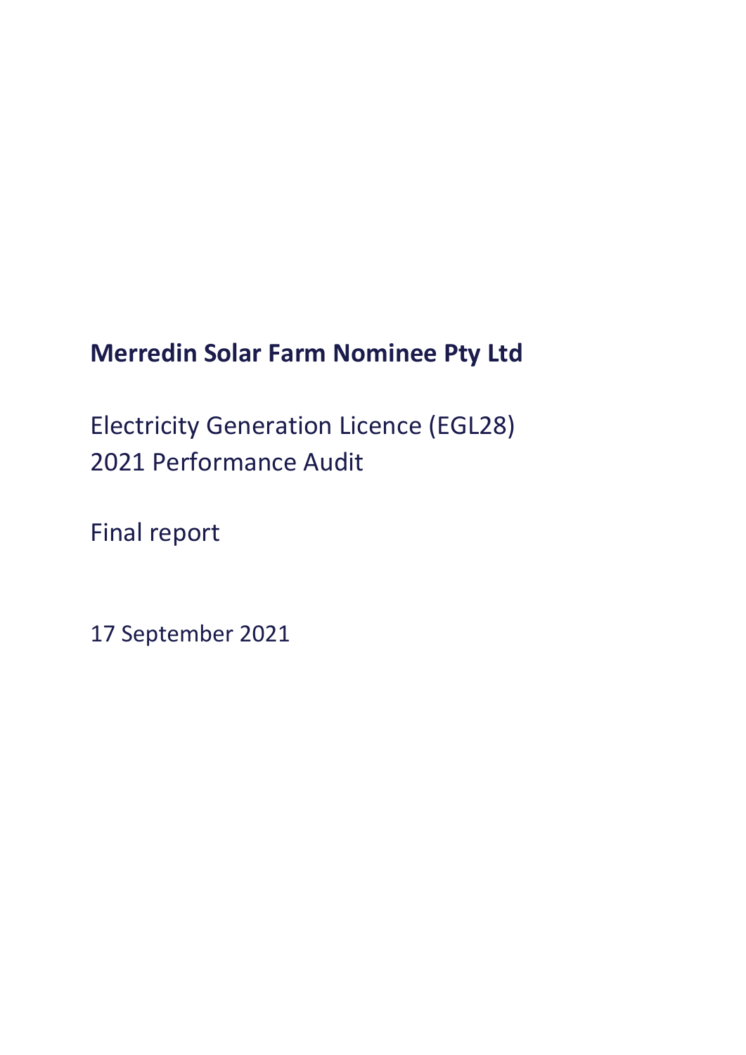# Merredin Solar Farm Nominee Pty Ltd

Electricity Generation Licence (EGL28)
2021 Performance Audit

Final report

17 September 2021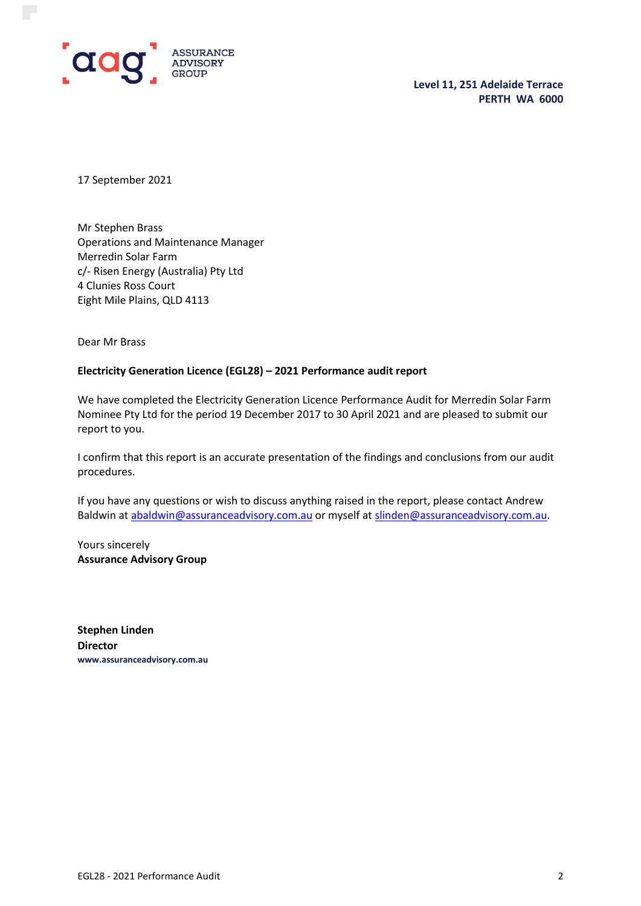ASSURANCE ADVISORY GROUP

**Level 11, 251 Adelaide Terrace**
**PERTH WA 6000**

17 September 2021

Mr Stephen Brass
Operations and Maintenance Manager
Merredin Solar Farm
c/- Risen Energy (Australia) Pty Ltd
4 Clunies Ross Court
Eight Mile Plains, QLD 4113

Dear Mr Brass

**Electricity Generation Licence (EGL28) – 2021 Performance audit report**

We have completed the Electricity Generation Licence Performance Audit for Merredin Solar Farm Nominee Pty Ltd for the period 19 December 2017 to 30 April 2021 and are pleased to submit our report to you.

I confirm that this report is an accurate presentation of the findings and conclusions from our audit procedures.

If you have any questions or wish to discuss anything raised in the report, please contact Andrew Baldwin at abaldwin@assuranceadvisory.com.au or myself at slinden@assuranceadvisory.com.au.

Yours sincerely
**Assurance Advisory Group**

**Stephen Linden**
**Director**
**www.assuranceadvisory.com.au**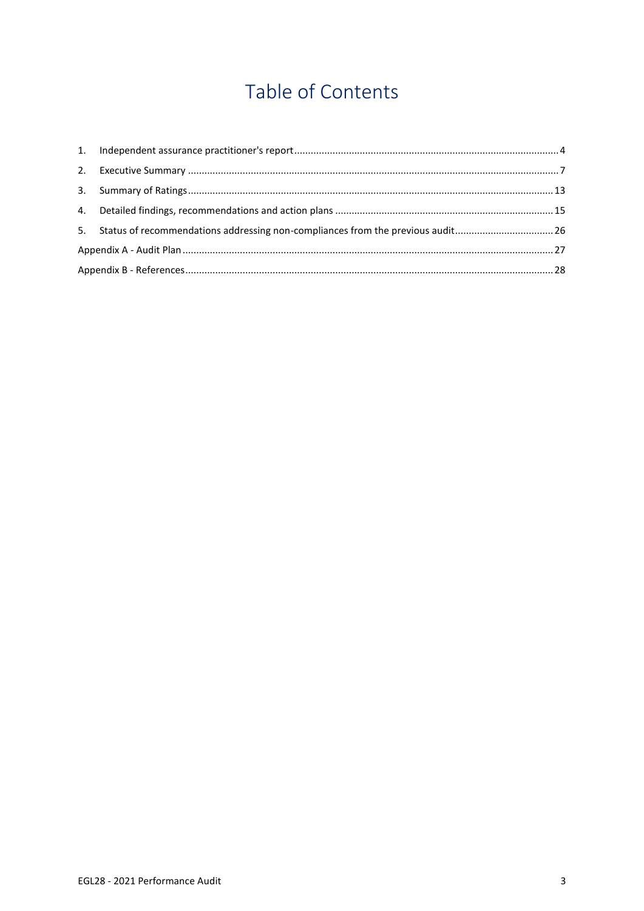# Table of Contents

1. Independent assurance practitioner's report ........ 4
2. Executive Summary ........ 7
3. Summary of Ratings ........ 13
4. Detailed findings, recommendations and action plans ........ 15
5. Status of recommendations addressing non-compliances from the previous audit ........ 26

Appendix A - Audit Plan ........ 27

Appendix B - References ........ 28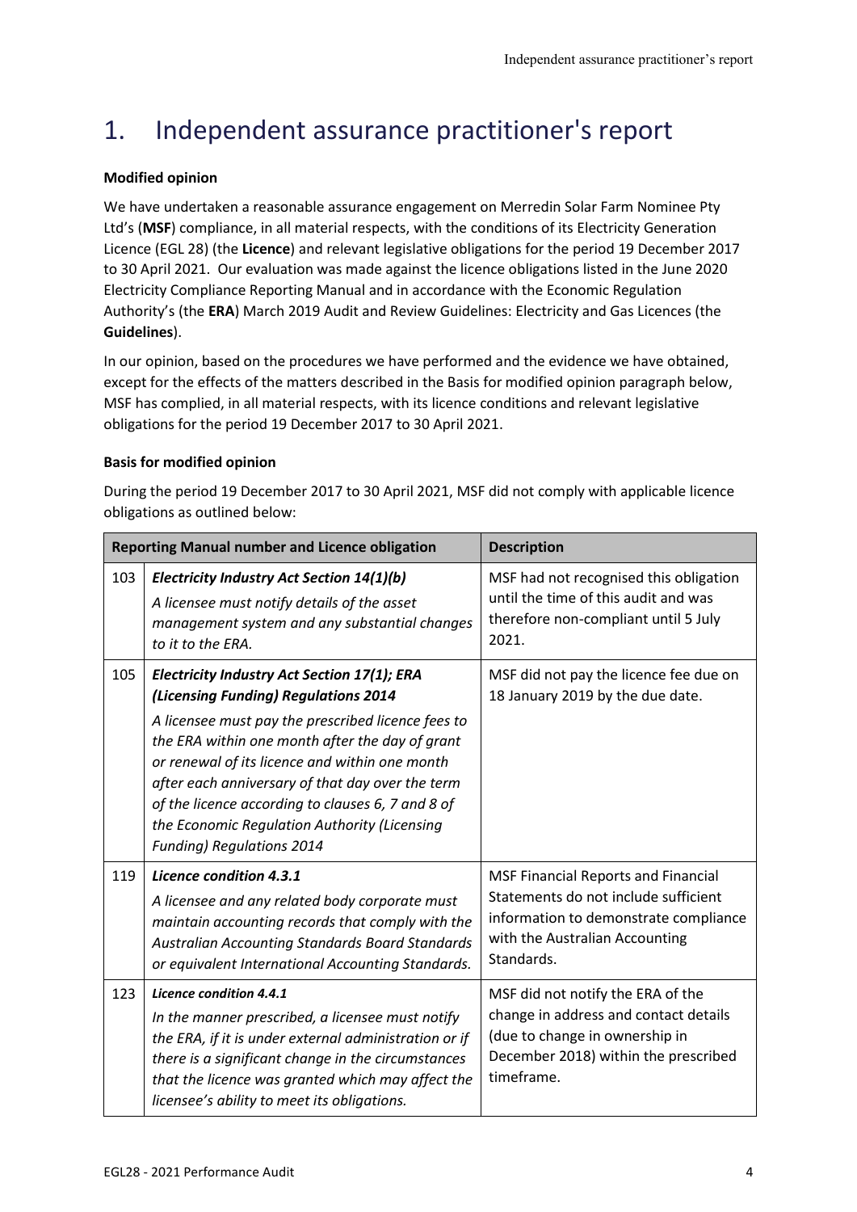# 1. Independent assurance practitioner's report

**Modified opinion**

We have undertaken a reasonable assurance engagement on Merredin Solar Farm Nominee Pty Ltd's (**MSF**) compliance, in all material respects, with the conditions of its Electricity Generation Licence (EGL 28) (the **Licence**) and relevant legislative obligations for the period 19 December 2017 to 30 April 2021. Our evaluation was made against the licence obligations listed in the June 2020 Electricity Compliance Reporting Manual and in accordance with the Economic Regulation Authority's (the **ERA**) March 2019 Audit and Review Guidelines: Electricity and Gas Licences (the **Guidelines**).

In our opinion, based on the procedures we have performed and the evidence we have obtained, except for the effects of the matters described in the Basis for modified opinion paragraph below, MSF has complied, in all material respects, with its licence conditions and relevant legislative obligations for the period 19 December 2017 to 30 April 2021.

**Basis for modified opinion**

During the period 19 December 2017 to 30 April 2021, MSF did not comply with applicable licence obligations as outlined below:

| Reporting Manual number and Licence obligation | | Description |
|---|---|---|
| 103 | ***Electricity Industry Act Section 14(1)(b)***<br>*A licensee must notify details of the asset management system and any substantial changes to it to the ERA.* | MSF had not recognised this obligation until the time of this audit and was therefore non-compliant until 5 July 2021. |
| 105 | ***Electricity Industry Act Section 17(1); ERA (Licensing Funding) Regulations 2014***<br>*A licensee must pay the prescribed licence fees to the ERA within one month after the day of grant or renewal of its licence and within one month after each anniversary of that day over the term of the licence according to clauses 6, 7 and 8 of the Economic Regulation Authority (Licensing Funding) Regulations 2014* | MSF did not pay the licence fee due on 18 January 2019 by the due date. |
| 119 | ***Licence condition 4.3.1***<br>*A licensee and any related body corporate must maintain accounting records that comply with the Australian Accounting Standards Board Standards or equivalent International Accounting Standards.* | MSF Financial Reports and Financial Statements do not include sufficient information to demonstrate compliance with the Australian Accounting Standards. |
| 123 | ***Licence condition 4.4.1***<br>*In the manner prescribed, a licensee must notify the ERA, if it is under external administration or if there is a significant change in the circumstances that the licence was granted which may affect the licensee's ability to meet its obligations.* | MSF did not notify the ERA of the change in address and contact details (due to change in ownership in December 2018) within the prescribed timeframe. |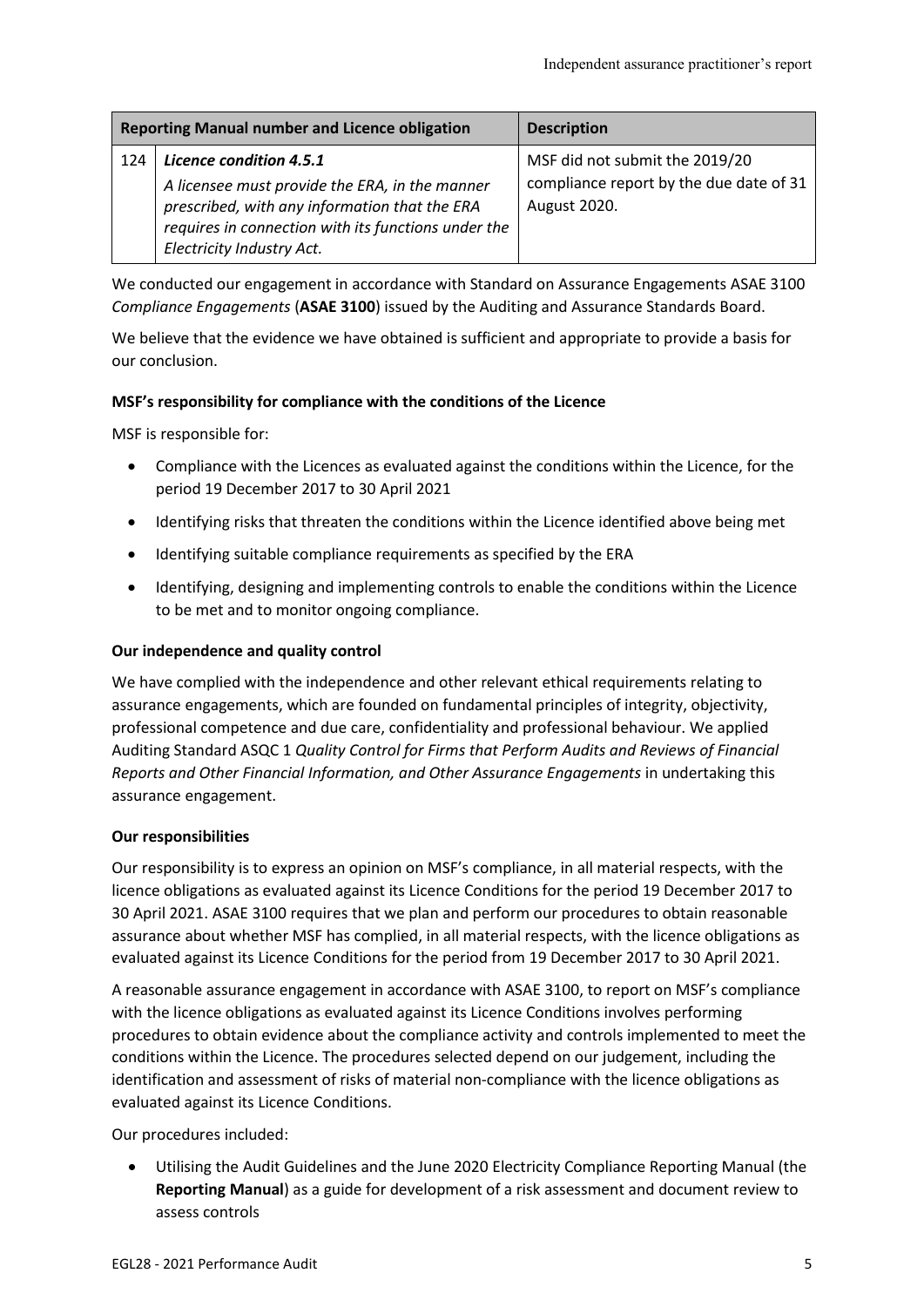| Reporting Manual number and Licence obligation | | Description |
|---|---|---|
| 124 | ***Licence condition 4.5.1***<br>*A licensee must provide the ERA, in the manner prescribed, with any information that the ERA requires in connection with its functions under the Electricity Industry Act.* | MSF did not submit the 2019/20 compliance report by the due date of 31 August 2020. |

We conducted our engagement in accordance with Standard on Assurance Engagements ASAE 3100 *Compliance Engagements* (**ASAE 3100**) issued by the Auditing and Assurance Standards Board.

We believe that the evidence we have obtained is sufficient and appropriate to provide a basis for our conclusion.

**MSF's responsibility for compliance with the conditions of the Licence**

MSF is responsible for:

- Compliance with the Licences as evaluated against the conditions within the Licence, for the period 19 December 2017 to 30 April 2021
- Identifying risks that threaten the conditions within the Licence identified above being met
- Identifying suitable compliance requirements as specified by the ERA
- Identifying, designing and implementing controls to enable the conditions within the Licence to be met and to monitor ongoing compliance.

**Our independence and quality control**

We have complied with the independence and other relevant ethical requirements relating to assurance engagements, which are founded on fundamental principles of integrity, objectivity, professional competence and due care, confidentiality and professional behaviour. We applied Auditing Standard ASQC 1 *Quality Control for Firms that Perform Audits and Reviews of Financial Reports and Other Financial Information, and Other Assurance Engagements* in undertaking this assurance engagement.

**Our responsibilities**

Our responsibility is to express an opinion on MSF's compliance, in all material respects, with the licence obligations as evaluated against its Licence Conditions for the period 19 December 2017 to 30 April 2021. ASAE 3100 requires that we plan and perform our procedures to obtain reasonable assurance about whether MSF has complied, in all material respects, with the licence obligations as evaluated against its Licence Conditions for the period from 19 December 2017 to 30 April 2021.

A reasonable assurance engagement in accordance with ASAE 3100, to report on MSF's compliance with the licence obligations as evaluated against its Licence Conditions involves performing procedures to obtain evidence about the compliance activity and controls implemented to meet the conditions within the Licence. The procedures selected depend on our judgement, including the identification and assessment of risks of material non-compliance with the licence obligations as evaluated against its Licence Conditions.

Our procedures included:

- Utilising the Audit Guidelines and the June 2020 Electricity Compliance Reporting Manual (the **Reporting Manual**) as a guide for development of a risk assessment and document review to assess controls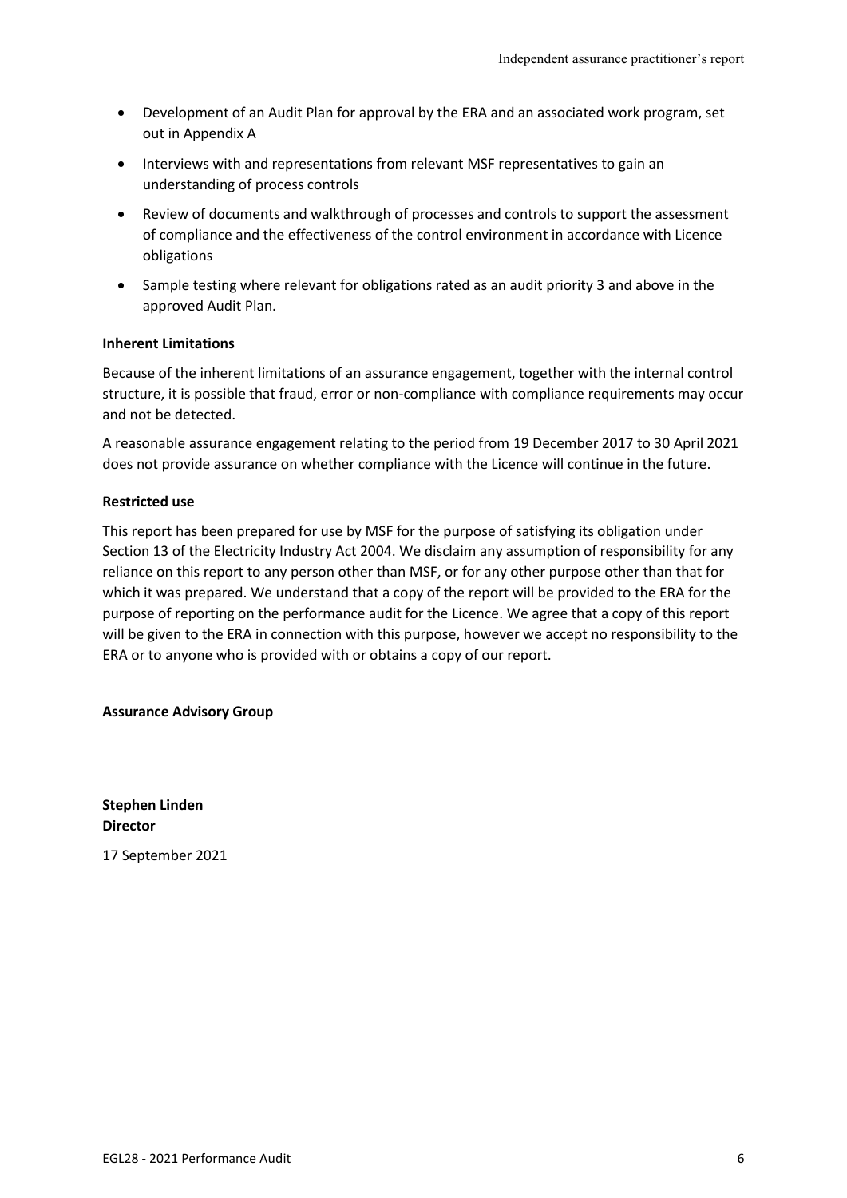- Development of an Audit Plan for approval by the ERA and an associated work program, set out in Appendix A
- Interviews with and representations from relevant MSF representatives to gain an understanding of process controls
- Review of documents and walkthrough of processes and controls to support the assessment of compliance and the effectiveness of the control environment in accordance with Licence obligations
- Sample testing where relevant for obligations rated as an audit priority 3 and above in the approved Audit Plan.

**Inherent Limitations**

Because of the inherent limitations of an assurance engagement, together with the internal control structure, it is possible that fraud, error or non-compliance with compliance requirements may occur and not be detected.

A reasonable assurance engagement relating to the period from 19 December 2017 to 30 April 2021 does not provide assurance on whether compliance with the Licence will continue in the future.

**Restricted use**

This report has been prepared for use by MSF for the purpose of satisfying its obligation under Section 13 of the Electricity Industry Act 2004. We disclaim any assumption of responsibility for any reliance on this report to any person other than MSF, or for any other purpose other than that for which it was prepared. We understand that a copy of the report will be provided to the ERA for the purpose of reporting on the performance audit for the Licence. We agree that a copy of this report will be given to the ERA in connection with this purpose, however we accept no responsibility to the ERA or to anyone who is provided with or obtains a copy of our report.

**Assurance Advisory Group**

**Stephen Linden**
**Director**

17 September 2021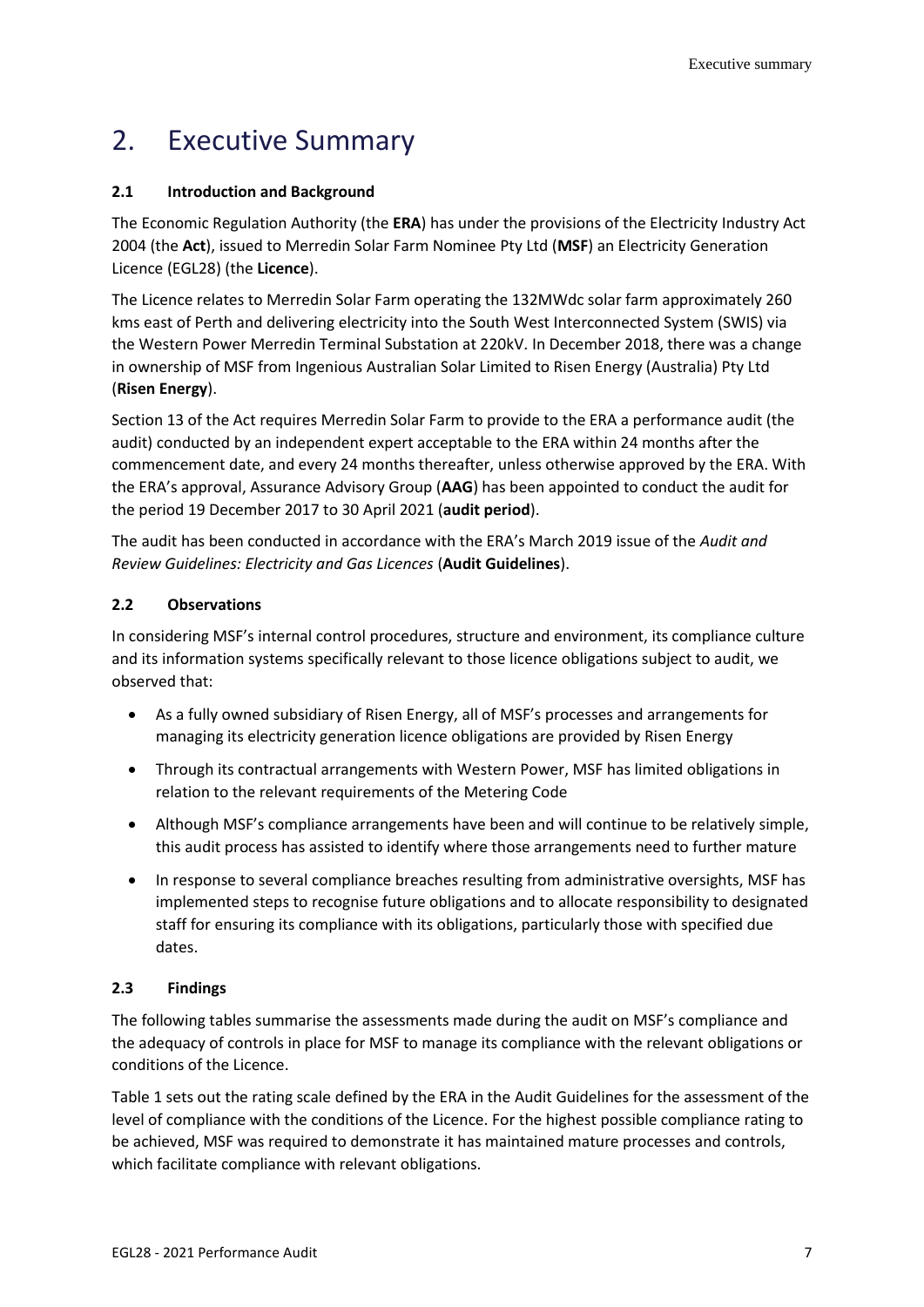# 2. Executive Summary

### 2.1 Introduction and Background

The Economic Regulation Authority (the **ERA**) has under the provisions of the Electricity Industry Act 2004 (the **Act**), issued to Merredin Solar Farm Nominee Pty Ltd (**MSF**) an Electricity Generation Licence (EGL28) (the **Licence**).

The Licence relates to Merredin Solar Farm operating the 132MWdc solar farm approximately 260 kms east of Perth and delivering electricity into the South West Interconnected System (SWIS) via the Western Power Merredin Terminal Substation at 220kV. In December 2018, there was a change in ownership of MSF from Ingenious Australian Solar Limited to Risen Energy (Australia) Pty Ltd (**Risen Energy**).

Section 13 of the Act requires Merredin Solar Farm to provide to the ERA a performance audit (the audit) conducted by an independent expert acceptable to the ERA within 24 months after the commencement date, and every 24 months thereafter, unless otherwise approved by the ERA. With the ERA's approval, Assurance Advisory Group (**AAG**) has been appointed to conduct the audit for the period 19 December 2017 to 30 April 2021 (**audit period**).

The audit has been conducted in accordance with the ERA's March 2019 issue of the *Audit and Review Guidelines: Electricity and Gas Licences* (**Audit Guidelines**).

### 2.2 Observations

In considering MSF's internal control procedures, structure and environment, its compliance culture and its information systems specifically relevant to those licence obligations subject to audit, we observed that:

- As a fully owned subsidiary of Risen Energy, all of MSF's processes and arrangements for managing its electricity generation licence obligations are provided by Risen Energy
- Through its contractual arrangements with Western Power, MSF has limited obligations in relation to the relevant requirements of the Metering Code
- Although MSF's compliance arrangements have been and will continue to be relatively simple, this audit process has assisted to identify where those arrangements need to further mature
- In response to several compliance breaches resulting from administrative oversights, MSF has implemented steps to recognise future obligations and to allocate responsibility to designated staff for ensuring its compliance with its obligations, particularly those with specified due dates.

### 2.3 Findings

The following tables summarise the assessments made during the audit on MSF's compliance and the adequacy of controls in place for MSF to manage its compliance with the relevant obligations or conditions of the Licence.

Table 1 sets out the rating scale defined by the ERA in the Audit Guidelines for the assessment of the level of compliance with the conditions of the Licence. For the highest possible compliance rating to be achieved, MSF was required to demonstrate it has maintained mature processes and controls, which facilitate compliance with relevant obligations.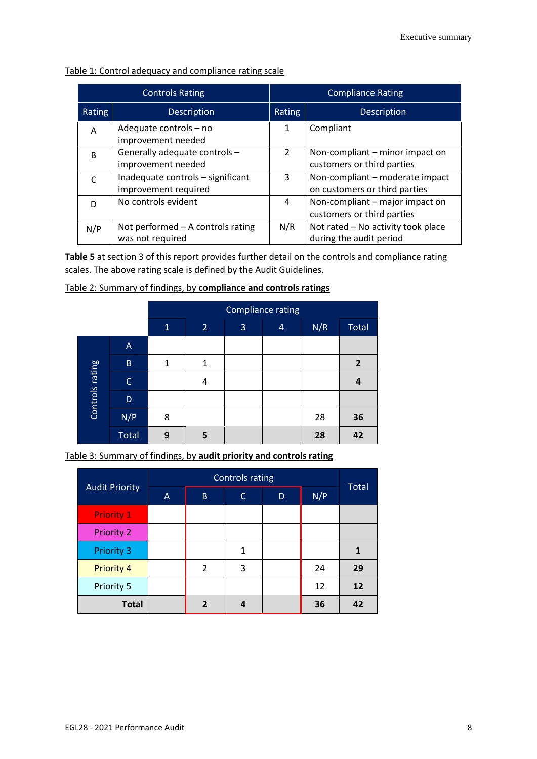Table 1: Control adequacy and compliance rating scale

| Controls Rating | | Compliance Rating | |
|---|---|---|---|
| Rating | Description | Rating | Description |
| A | Adequate controls – no improvement needed | 1 | Compliant |
| B | Generally adequate controls – improvement needed | 2 | Non-compliant – minor impact on customers or third parties |
| C | Inadequate controls – significant improvement required | 3 | Non-compliant – moderate impact on customers or third parties |
| D | No controls evident | 4 | Non-compliant – major impact on customers or third parties |
| N/P | Not performed – A controls rating was not required | N/R | Not rated – No activity took place during the audit period |

**Table 5** at section 3 of this report provides further detail on the controls and compliance rating scales. The above rating scale is defined by the Audit Guidelines.

Table 2: Summary of findings, by **compliance and controls ratings**

| | | Compliance rating | | | | | |
|---|---|---|---|---|---|---|---|
| | | 1 | 2 | 3 | 4 | N/R | Total |
| Controls rating | A | | | | | | |
| | B | 1 | 1 | | | | **2** |
| | C | | 4 | | | | **4** |
| | D | | | | | | |
| | N/P | 8 | | | | 28 | **36** |
| | Total | **9** | **5** | | | **28** | **42** |

Table 3: Summary of findings, by **audit priority and controls rating**

| Audit Priority | Controls rating | | | | | Total |
|---|---|---|---|---|---|---|
| | A | B | C | D | N/P | |
| Priority 1 | | | | | | |
| Priority 2 | | | | | | |
| Priority 3 | | | 1 | | | **1** |
| Priority 4 | | 2 | 3 | | 24 | **29** |
| Priority 5 | | | | | 12 | **12** |
| **Total** | | **2** | **4** | | **36** | **42** |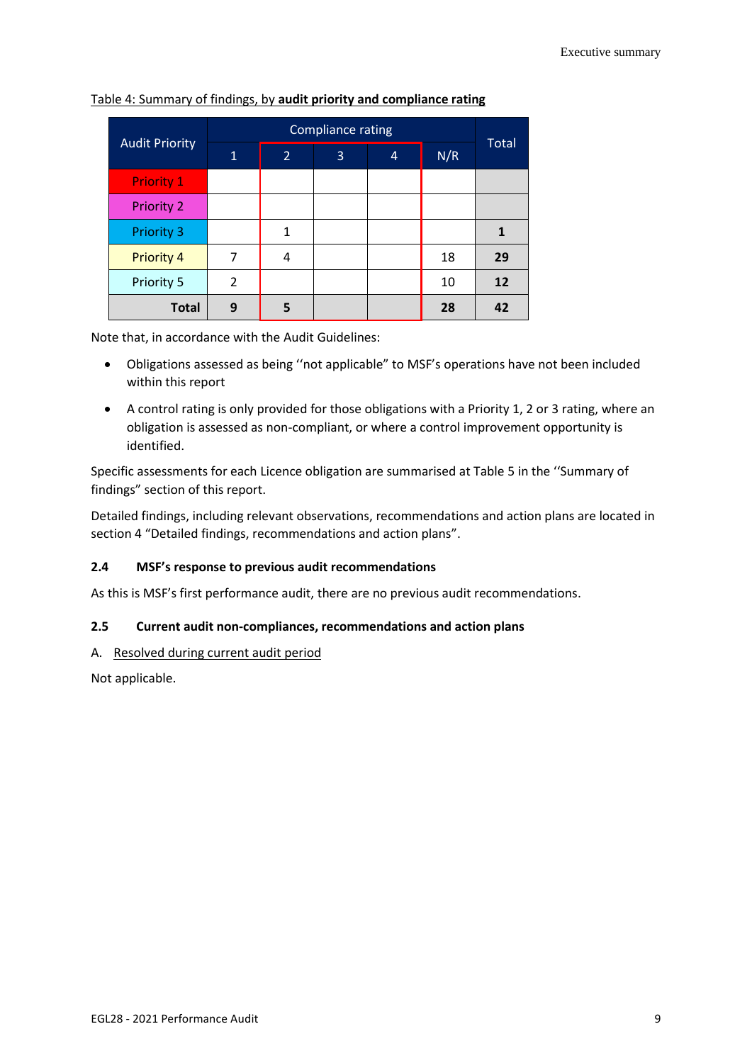Table 4: Summary of findings, by **audit priority and compliance rating**

| Audit Priority | Compliance rating | | | | | Total |
|---|---|---|---|---|---|---|
| | 1 | 2 | 3 | 4 | N/R | |
| Priority 1 | | | | | | |
| Priority 2 | | | | | | |
| Priority 3 | | 1 | | | | **1** |
| Priority 4 | 7 | 4 | | | 18 | **29** |
| Priority 5 | 2 | | | | 10 | **12** |
| **Total** | **9** | **5** | | | **28** | **42** |

Note that, in accordance with the Audit Guidelines:

- Obligations assessed as being ''not applicable" to MSF's operations have not been included within this report
- A control rating is only provided for those obligations with a Priority 1, 2 or 3 rating, where an obligation is assessed as non-compliant, or where a control improvement opportunity is identified.

Specific assessments for each Licence obligation are summarised at Table 5 in the ''Summary of findings" section of this report.

Detailed findings, including relevant observations, recommendations and action plans are located in section 4 "Detailed findings, recommendations and action plans".

### 2.4 MSF's response to previous audit recommendations

As this is MSF's first performance audit, there are no previous audit recommendations.

### 2.5 Current audit non-compliances, recommendations and action plans

A. Resolved during current audit period

Not applicable.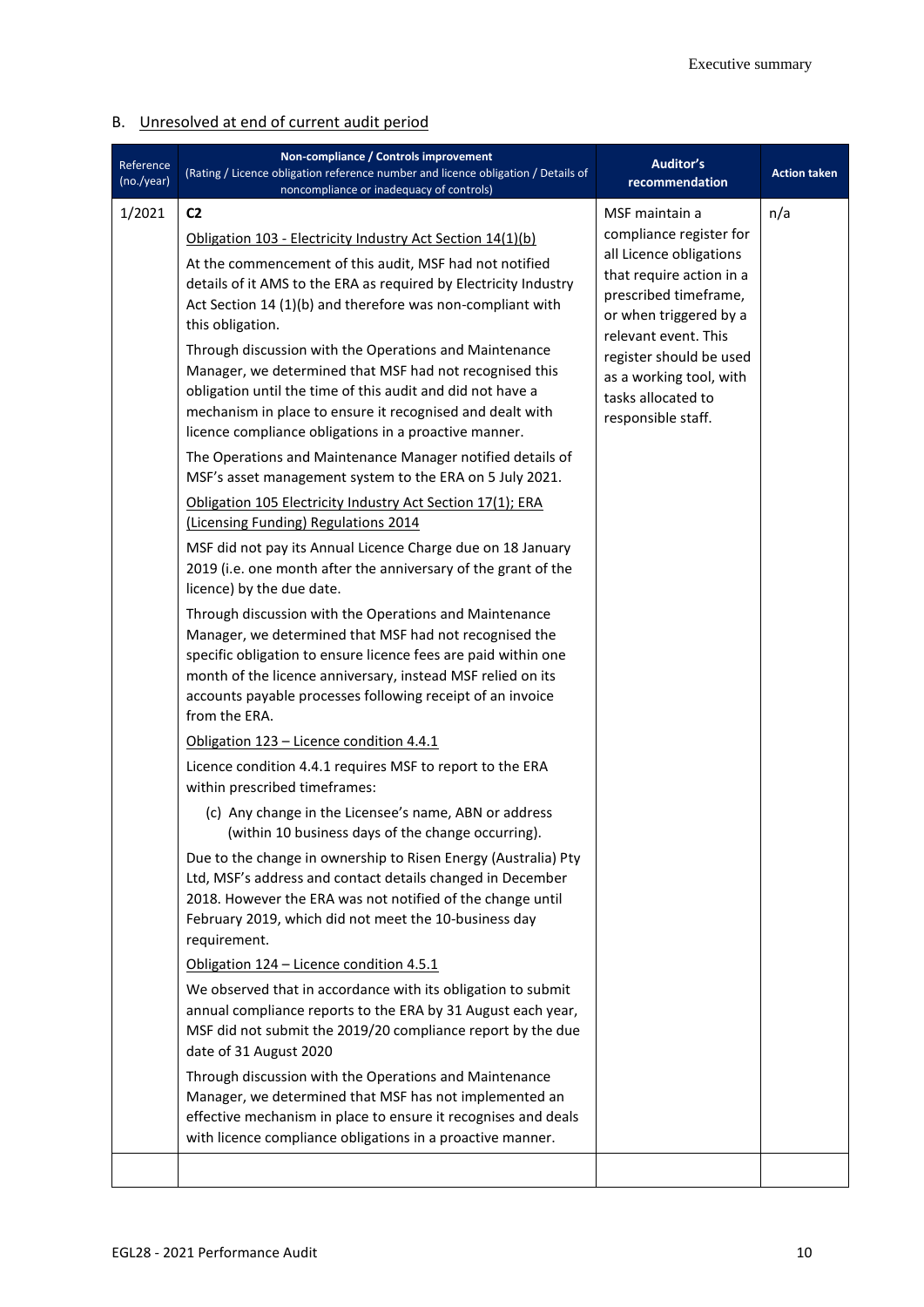## B. Unresolved at end of current audit period

| Reference (no./year) | Non-compliance / Controls improvement (Rating / Licence obligation reference number and licence obligation / Details of noncompliance or inadequacy of controls) | Auditor's recommendation | Action taken |
|---|---|---|---|
| 1/2021 | **C2**<br><br>Obligation 103 - Electricity Industry Act Section 14(1)(b)<br><br>At the commencement of this audit, MSF had not notified details of it AMS to the ERA as required by Electricity Industry Act Section 14 (1)(b) and therefore was non-compliant with this obligation.<br><br>Through discussion with the Operations and Maintenance Manager, we determined that MSF had not recognised this obligation until the time of this audit and did not have a mechanism in place to ensure it recognised and dealt with licence compliance obligations in a proactive manner.<br><br>The Operations and Maintenance Manager notified details of MSF's asset management system to the ERA on 5 July 2021.<br><br>Obligation 105 Electricity Industry Act Section 17(1); ERA (Licensing Funding) Regulations 2014<br><br>MSF did not pay its Annual Licence Charge due on 18 January 2019 (i.e. one month after the anniversary of the grant of the licence) by the due date.<br><br>Through discussion with the Operations and Maintenance Manager, we determined that MSF had not recognised the specific obligation to ensure licence fees are paid within one month of the licence anniversary, instead MSF relied on its accounts payable processes following receipt of an invoice from the ERA.<br><br>Obligation 123 – Licence condition 4.4.1<br><br>Licence condition 4.4.1 requires MSF to report to the ERA within prescribed timeframes:<br><br>(c) Any change in the Licensee's name, ABN or address (within 10 business days of the change occurring).<br><br>Due to the change in ownership to Risen Energy (Australia) Pty Ltd, MSF's address and contact details changed in December 2018. However the ERA was not notified of the change until February 2019, which did not meet the 10-business day requirement.<br><br>Obligation 124 – Licence condition 4.5.1<br><br>We observed that in accordance with its obligation to submit annual compliance reports to the ERA by 31 August each year, MSF did not submit the 2019/20 compliance report by the due date of 31 August 2020<br><br>Through discussion with the Operations and Maintenance Manager, we determined that MSF has not implemented an effective mechanism in place to ensure it recognises and deals with licence compliance obligations in a proactive manner. | MSF maintain a compliance register for all Licence obligations that require action in a prescribed timeframe, or when triggered by a relevant event. This register should be used as a working tool, with tasks allocated to responsible staff. | n/a |
| | | | |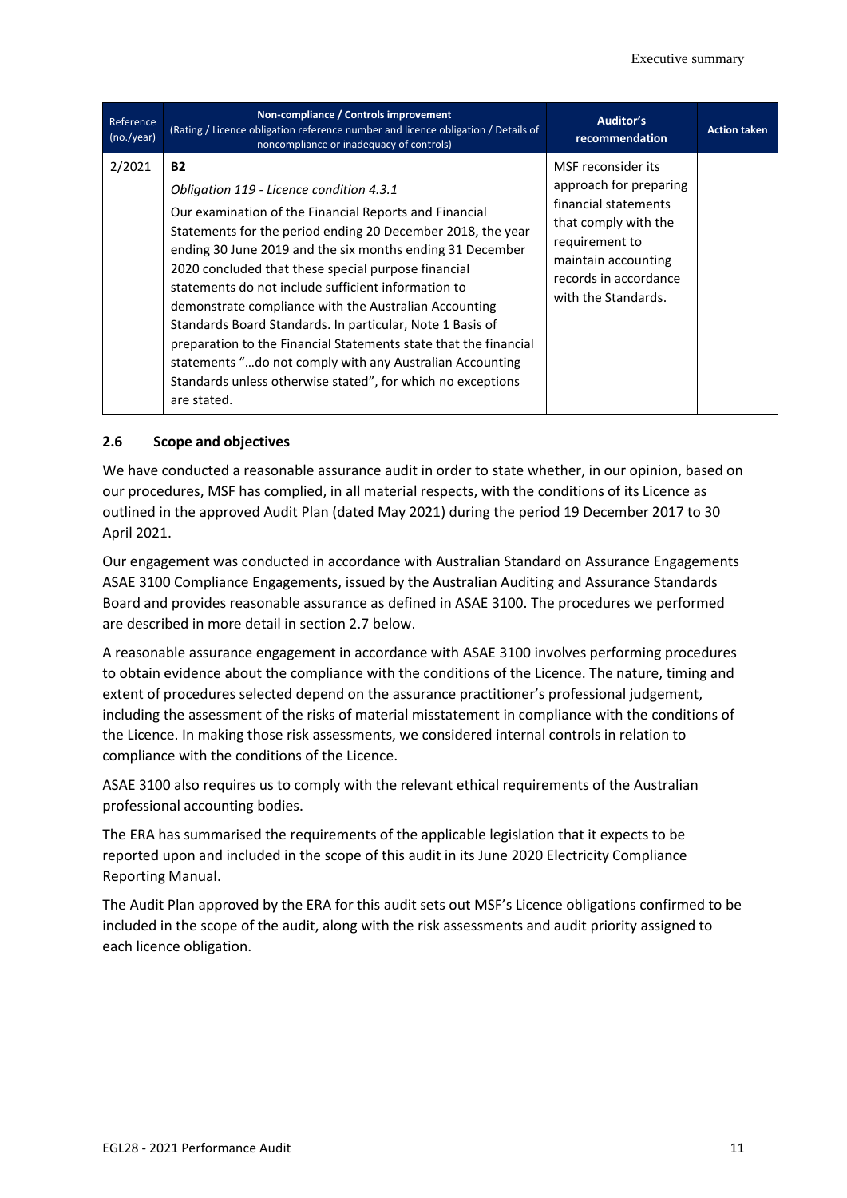| Reference (no./year) | Non-compliance / Controls improvement (Rating / Licence obligation reference number and licence obligation / Details of noncompliance or inadequacy of controls) | Auditor's recommendation | Action taken |
|---|---|---|---|
| 2/2021 | **B2**<br><br>*Obligation 119 - Licence condition 4.3.1*<br><br>Our examination of the Financial Reports and Financial Statements for the period ending 20 December 2018, the year ending 30 June 2019 and the six months ending 31 December 2020 concluded that these special purpose financial statements do not include sufficient information to demonstrate compliance with the Australian Accounting Standards Board Standards. In particular, Note 1 Basis of preparation to the Financial Statements state that the financial statements "…do not comply with any Australian Accounting Standards unless otherwise stated", for which no exceptions are stated. | MSF reconsider its approach for preparing financial statements that comply with the requirement to maintain accounting records in accordance with the Standards. | |

## 2.6 Scope and objectives

We have conducted a reasonable assurance audit in order to state whether, in our opinion, based on our procedures, MSF has complied, in all material respects, with the conditions of its Licence as outlined in the approved Audit Plan (dated May 2021) during the period 19 December 2017 to 30 April 2021.

Our engagement was conducted in accordance with Australian Standard on Assurance Engagements ASAE 3100 Compliance Engagements, issued by the Australian Auditing and Assurance Standards Board and provides reasonable assurance as defined in ASAE 3100. The procedures we performed are described in more detail in section 2.7 below.

A reasonable assurance engagement in accordance with ASAE 3100 involves performing procedures to obtain evidence about the compliance with the conditions of the Licence. The nature, timing and extent of procedures selected depend on the assurance practitioner's professional judgement, including the assessment of the risks of material misstatement in compliance with the conditions of the Licence. In making those risk assessments, we considered internal controls in relation to compliance with the conditions of the Licence.

ASAE 3100 also requires us to comply with the relevant ethical requirements of the Australian professional accounting bodies.

The ERA has summarised the requirements of the applicable legislation that it expects to be reported upon and included in the scope of this audit in its June 2020 Electricity Compliance Reporting Manual.

The Audit Plan approved by the ERA for this audit sets out MSF's Licence obligations confirmed to be included in the scope of the audit, along with the risk assessments and audit priority assigned to each licence obligation.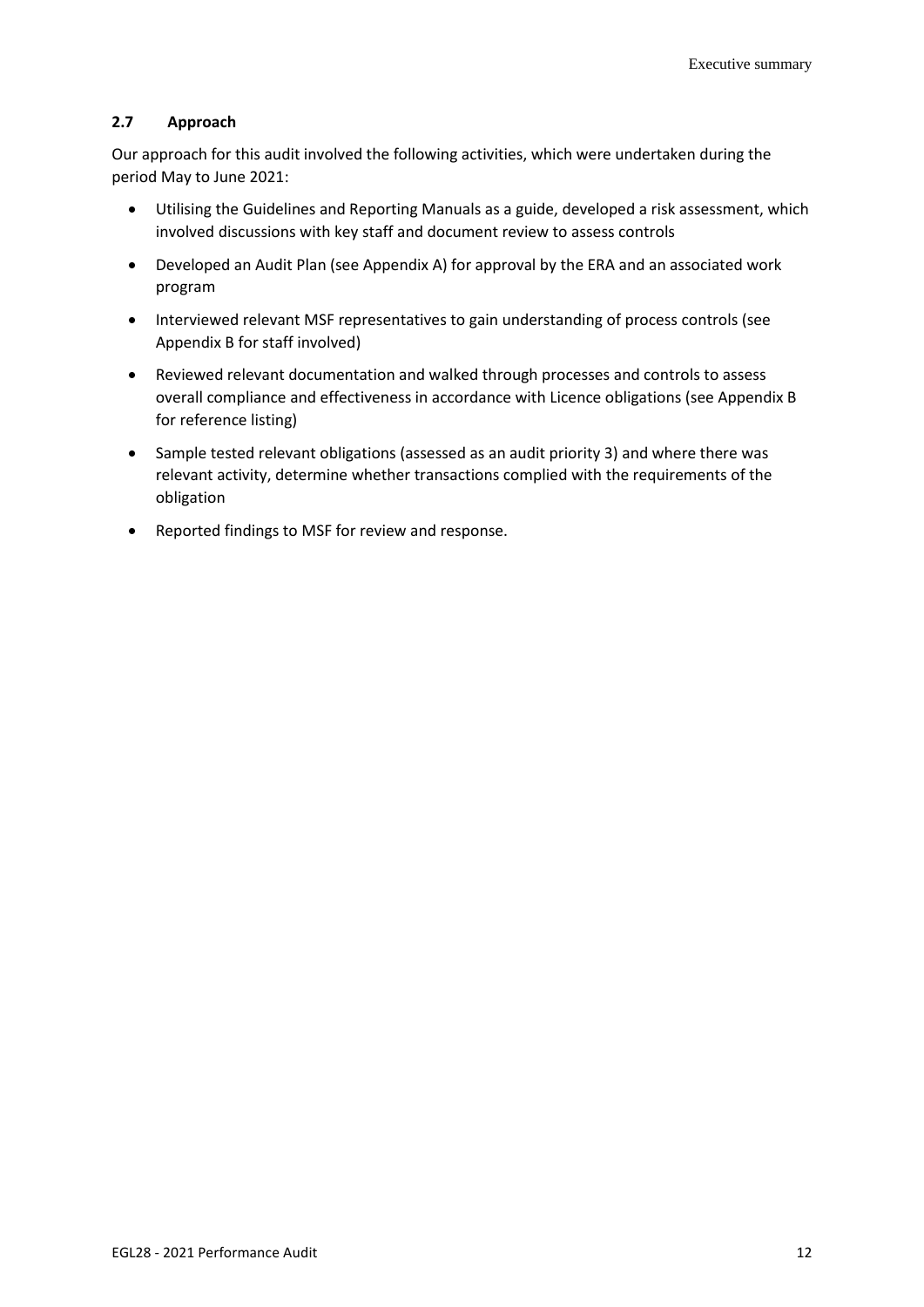### 2.7 Approach

Our approach for this audit involved the following activities, which were undertaken during the period May to June 2021:

- Utilising the Guidelines and Reporting Manuals as a guide, developed a risk assessment, which involved discussions with key staff and document review to assess controls
- Developed an Audit Plan (see Appendix A) for approval by the ERA and an associated work program
- Interviewed relevant MSF representatives to gain understanding of process controls (see Appendix B for staff involved)
- Reviewed relevant documentation and walked through processes and controls to assess overall compliance and effectiveness in accordance with Licence obligations (see Appendix B for reference listing)
- Sample tested relevant obligations (assessed as an audit priority 3) and where there was relevant activity, determine whether transactions complied with the requirements of the obligation
- Reported findings to MSF for review and response.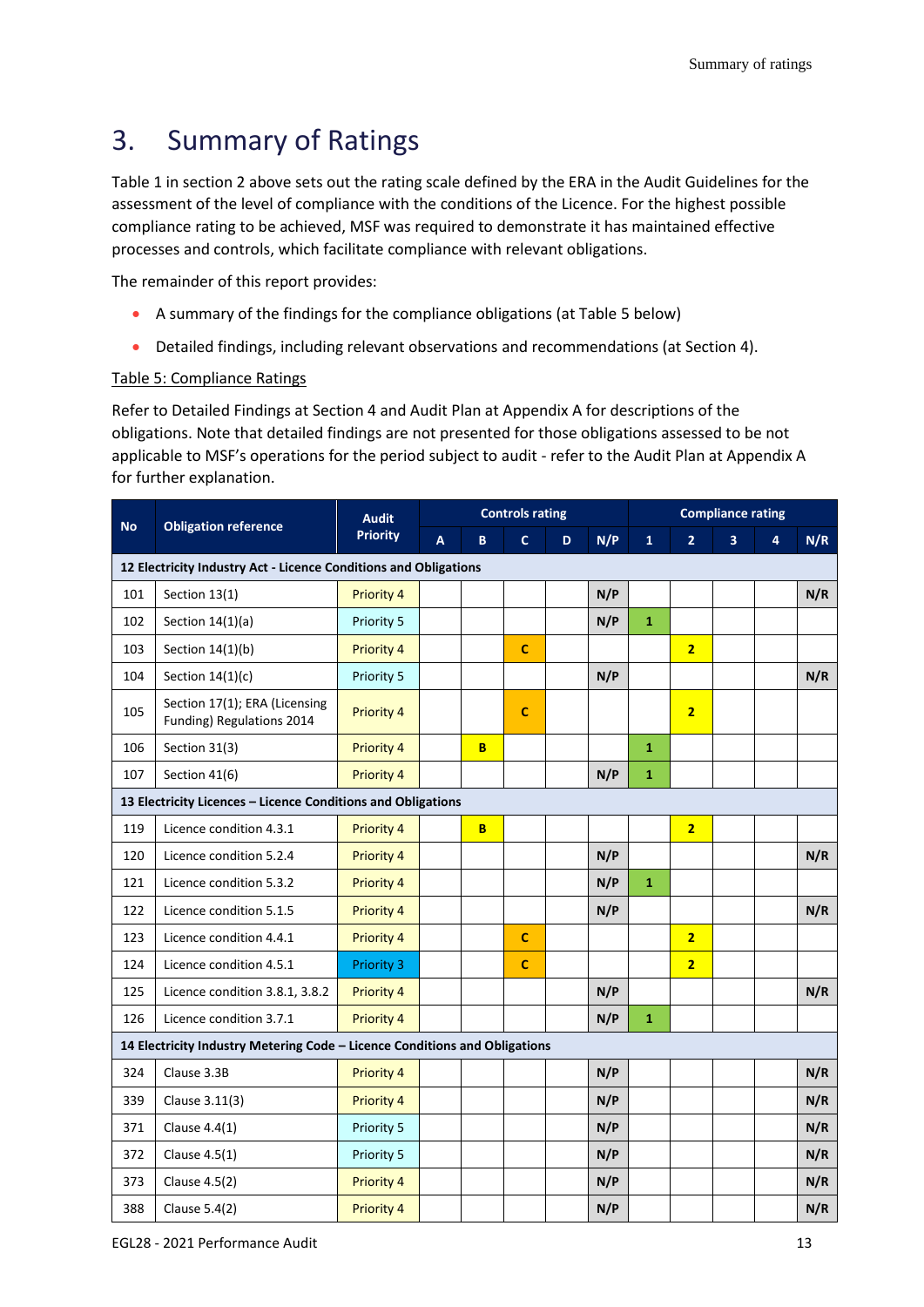# 3. Summary of Ratings

Table 1 in section 2 above sets out the rating scale defined by the ERA in the Audit Guidelines for the assessment of the level of compliance with the conditions of the Licence. For the highest possible compliance rating to be achieved, MSF was required to demonstrate it has maintained effective processes and controls, which facilitate compliance with relevant obligations.

The remainder of this report provides:

- A summary of the findings for the compliance obligations (at Table 5 below)
- Detailed findings, including relevant observations and recommendations (at Section 4).

Table 5: Compliance Ratings

Refer to Detailed Findings at Section 4 and Audit Plan at Appendix A for descriptions of the obligations. Note that detailed findings are not presented for those obligations assessed to be not applicable to MSF's operations for the period subject to audit - refer to the Audit Plan at Appendix A for further explanation.

| No | Obligation reference | Audit Priority | Controls rating | | | | | Compliance rating | | | | |
|---|---|---|---|---|---|---|---|---|---|---|---|---|
| | | | A | B | C | D | N/P | 1 | 2 | 3 | 4 | N/R |
| **12 Electricity Industry Act - Licence Conditions and Obligations** | | | | | | | | | | | | |
| 101 | Section 13(1) | Priority 4 | | | | | N/P | | | | | N/R |
| 102 | Section 14(1)(a) | Priority 5 | | | | | N/P | 1 | | | | |
| 103 | Section 14(1)(b) | Priority 4 | | | C | | | | 2 | | | |
| 104 | Section 14(1)(c) | Priority 5 | | | | | N/P | | | | | N/R |
| 105 | Section 17(1); ERA (Licensing Funding) Regulations 2014 | Priority 4 | | | C | | | | 2 | | | |
| 106 | Section 31(3) | Priority 4 | | B | | | | 1 | | | | |
| 107 | Section 41(6) | Priority 4 | | | | | N/P | 1 | | | | |
| **13 Electricity Licences – Licence Conditions and Obligations** | | | | | | | | | | | | |
| 119 | Licence condition 4.3.1 | Priority 4 | | B | | | | | 2 | | | |
| 120 | Licence condition 5.2.4 | Priority 4 | | | | | N/P | | | | | N/R |
| 121 | Licence condition 5.3.2 | Priority 4 | | | | | N/P | 1 | | | | |
| 122 | Licence condition 5.1.5 | Priority 4 | | | | | N/P | | | | | N/R |
| 123 | Licence condition 4.4.1 | Priority 4 | | | C | | | | 2 | | | |
| 124 | Licence condition 4.5.1 | Priority 3 | | | C | | | | 2 | | | |
| 125 | Licence condition 3.8.1, 3.8.2 | Priority 4 | | | | | N/P | | | | | N/R |
| 126 | Licence condition 3.7.1 | Priority 4 | | | | | N/P | 1 | | | | |
| **14 Electricity Industry Metering Code – Licence Conditions and Obligations** | | | | | | | | | | | | |
| 324 | Clause 3.3B | Priority 4 | | | | | N/P | | | | | N/R |
| 339 | Clause 3.11(3) | Priority 4 | | | | | N/P | | | | | N/R |
| 371 | Clause 4.4(1) | Priority 5 | | | | | N/P | | | | | N/R |
| 372 | Clause 4.5(1) | Priority 5 | | | | | N/P | | | | | N/R |
| 373 | Clause 4.5(2) | Priority 4 | | | | | N/P | | | | | N/R |
| 388 | Clause 5.4(2) | Priority 4 | | | | | N/P | | | | | N/R |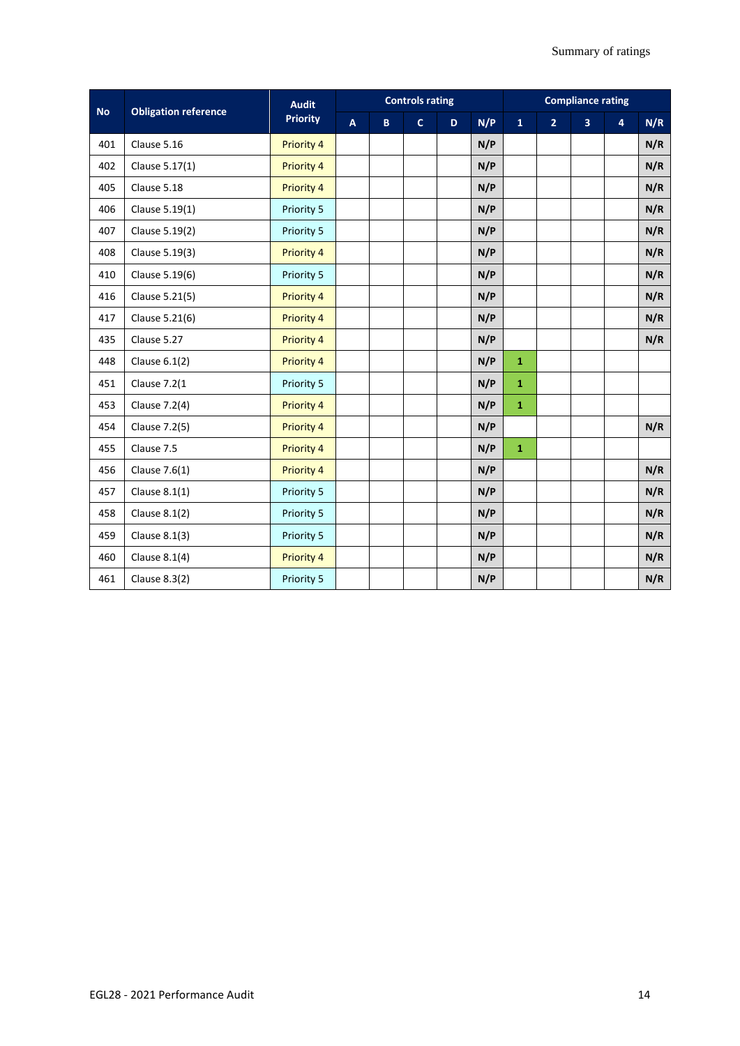| No | Obligation reference | Audit Priority | Controls rating | | | | | Compliance rating | | | | |
|---|---|---|---|---|---|---|---|---|---|---|---|---|
| | | | A | B | C | D | N/P | 1 | 2 | 3 | 4 | N/R |
| 401 | Clause 5.16 | Priority 4 | | | | | N/P | | | | | N/R |
| 402 | Clause 5.17(1) | Priority 4 | | | | | N/P | | | | | N/R |
| 405 | Clause 5.18 | Priority 4 | | | | | N/P | | | | | N/R |
| 406 | Clause 5.19(1) | Priority 5 | | | | | N/P | | | | | N/R |
| 407 | Clause 5.19(2) | Priority 5 | | | | | N/P | | | | | N/R |
| 408 | Clause 5.19(3) | Priority 4 | | | | | N/P | | | | | N/R |
| 410 | Clause 5.19(6) | Priority 5 | | | | | N/P | | | | | N/R |
| 416 | Clause 5.21(5) | Priority 4 | | | | | N/P | | | | | N/R |
| 417 | Clause 5.21(6) | Priority 4 | | | | | N/P | | | | | N/R |
| 435 | Clause 5.27 | Priority 4 | | | | | N/P | | | | | N/R |
| 448 | Clause 6.1(2) | Priority 4 | | | | | N/P | 1 | | | | |
| 451 | Clause 7.2(1 | Priority 5 | | | | | N/P | 1 | | | | |
| 453 | Clause 7.2(4) | Priority 4 | | | | | N/P | 1 | | | | |
| 454 | Clause 7.2(5) | Priority 4 | | | | | N/P | | | | | N/R |
| 455 | Clause 7.5 | Priority 4 | | | | | N/P | 1 | | | | |
| 456 | Clause 7.6(1) | Priority 4 | | | | | N/P | | | | | N/R |
| 457 | Clause 8.1(1) | Priority 5 | | | | | N/P | | | | | N/R |
| 458 | Clause 8.1(2) | Priority 5 | | | | | N/P | | | | | N/R |
| 459 | Clause 8.1(3) | Priority 5 | | | | | N/P | | | | | N/R |
| 460 | Clause 8.1(4) | Priority 4 | | | | | N/P | | | | | N/R |
| 461 | Clause 8.3(2) | Priority 5 | | | | | N/P | | | | | N/R |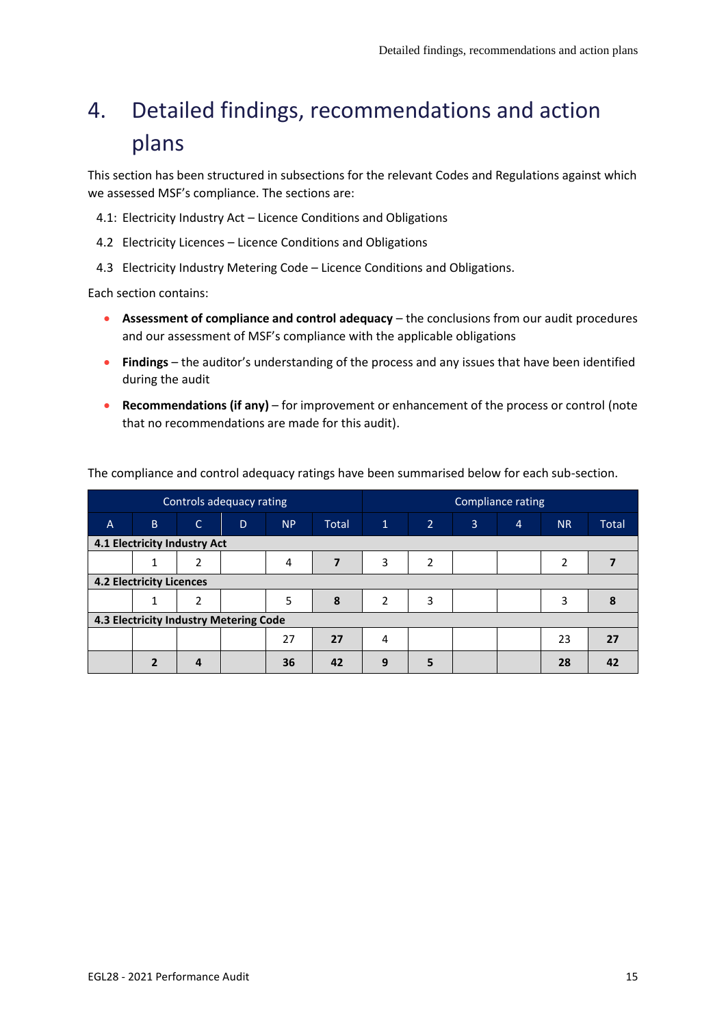# 4. Detailed findings, recommendations and action plans

This section has been structured in subsections for the relevant Codes and Regulations against which we assessed MSF's compliance. The sections are:

4.1: Electricity Industry Act – Licence Conditions and Obligations

4.2 Electricity Licences – Licence Conditions and Obligations

4.3 Electricity Industry Metering Code – Licence Conditions and Obligations.

Each section contains:

- **Assessment of compliance and control adequacy** – the conclusions from our audit procedures and our assessment of MSF's compliance with the applicable obligations
- **Findings** – the auditor's understanding of the process and any issues that have been identified during the audit
- **Recommendations (if any)** – for improvement or enhancement of the process or control (note that no recommendations are made for this audit).

The compliance and control adequacy ratings have been summarised below for each sub-section.

| Controls adequacy rating | | | | | | Compliance rating | | | | | |
|---|---|---|---|---|---|---|---|---|---|---|---|
| A | B | C | D | NP | Total | 1 | 2 | 3 | 4 | NR | Total |
| **4.1 Electricity Industry Act** | | | | | | | | | | | |
| | 1 | 2 | | 4 | **7** | 3 | 2 | | | 2 | **7** |
| **4.2 Electricity Licences** | | | | | | | | | | | |
| | 1 | 2 | | 5 | **8** | 2 | 3 | | | 3 | **8** |
| **4.3 Electricity Industry Metering Code** | | | | | | | | | | | |
| | | | | 27 | **27** | 4 | | | | 23 | **27** |
| | **2** | **4** | | **36** | **42** | **9** | **5** | | | **28** | **42** |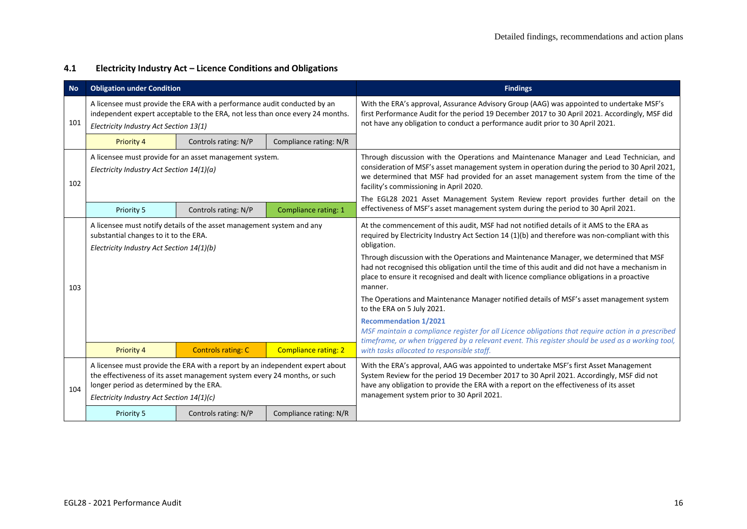## 4.1 Electricity Industry Act – Licence Conditions and Obligations

| No | Obligation under Condition | | | Findings |
|---|---|---|---|---|
| 101 | A licensee must provide the ERA with a performance audit conducted by an independent expert acceptable to the ERA, not less than once every 24 months.<br>*Electricity Industry Act Section 13(1)* | | | With the ERA's approval, Assurance Advisory Group (AAG) was appointed to undertake MSF's first Performance Audit for the period 19 December 2017 to 30 April 2021. Accordingly, MSF did not have any obligation to conduct a performance audit prior to 30 April 2021. |
| | Priority 4 | Controls rating: N/P | Compliance rating: N/R | |
| 102 | A licensee must provide for an asset management system.<br>*Electricity Industry Act Section 14(1)(a)* | | | Through discussion with the Operations and Maintenance Manager and Lead Technician, and consideration of MSF's asset management system in operation during the period to 30 April 2021, we determined that MSF had provided for an asset management system from the time of the facility's commissioning in April 2020.<br>The EGL28 2021 Asset Management System Review report provides further detail on the effectiveness of MSF's asset management system during the period to 30 April 2021. |
| | Priority 5 | Controls rating: N/P | Compliance rating: 1 | |
| 103 | A licensee must notify details of the asset management system and any substantial changes to it to the ERA.<br>*Electricity Industry Act Section 14(1)(b)* | | | At the commencement of this audit, MSF had not notified details of it AMS to the ERA as required by Electricity Industry Act Section 14 (1)(b) and therefore was non-compliant with this obligation.<br>Through discussion with the Operations and Maintenance Manager, we determined that MSF had not recognised this obligation until the time of this audit and did not have a mechanism in place to ensure it recognised and dealt with licence compliance obligations in a proactive manner.<br>The Operations and Maintenance Manager notified details of MSF's asset management system to the ERA on 5 July 2021.<br>**Recommendation 1/2021**<br>*MSF maintain a compliance register for all Licence obligations that require action in a prescribed timeframe, or when triggered by a relevant event. This register should be used as a working tool, with tasks allocated to responsible staff.* |
| | Priority 4 | Controls rating: C | Compliance rating: 2 | |
| 104 | A licensee must provide the ERA with a report by an independent expert about the effectiveness of its asset management system every 24 months, or such longer period as determined by the ERA.<br>*Electricity Industry Act Section 14(1)(c)* | | | With the ERA's approval, AAG was appointed to undertake MSF's first Asset Management System Review for the period 19 December 2017 to 30 April 2021. Accordingly, MSF did not have any obligation to provide the ERA with a report on the effectiveness of its asset management system prior to 30 April 2021. |
| | Priority 5 | Controls rating: N/P | Compliance rating: N/R | |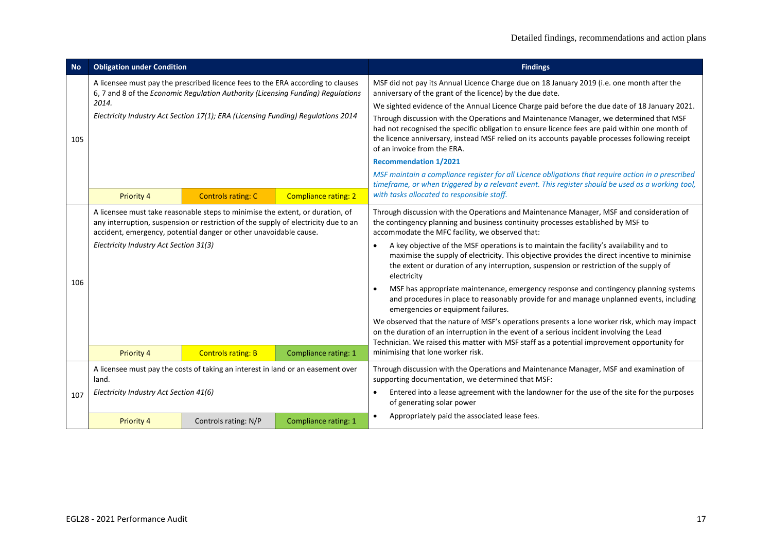| No | Obligation under Condition | | | Findings |
|---|---|---|---|---|
| 105 | A licensee must pay the prescribed licence fees to the ERA according to clauses 6, 7 and 8 of the *Economic Regulation Authority (Licensing Funding) Regulations 2014.*<br><br>*Electricity Industry Act Section 17(1); ERA (Licensing Funding) Regulations 2014* | | | MSF did not pay its Annual Licence Charge due on 18 January 2019 (i.e. one month after the anniversary of the grant of the licence) by the due date.<br><br>We sighted evidence of the Annual Licence Charge paid before the due date of 18 January 2021.<br><br>Through discussion with the Operations and Maintenance Manager, we determined that MSF had not recognised the specific obligation to ensure licence fees are paid within one month of the licence anniversary, instead MSF relied on its accounts payable processes following receipt of an invoice from the ERA.<br><br>**Recommendation 1/2021**<br><br>*MSF maintain a compliance register for all Licence obligations that require action in a prescribed timeframe, or when triggered by a relevant event. This register should be used as a working tool, with tasks allocated to responsible staff.* |
| | Priority 4 | Controls rating: C | Compliance rating: 2 | |
| 106 | A licensee must take reasonable steps to minimise the extent, or duration, of any interruption, suspension or restriction of the supply of electricity due to an accident, emergency, potential danger or other unavoidable cause.<br><br>*Electricity Industry Act Section 31(3)* | | | Through discussion with the Operations and Maintenance Manager, MSF and consideration of the contingency planning and business continuity processes established by MSF to accommodate the MFC facility, we observed that:<br><br>• A key objective of the MSF operations is to maintain the facility's availability and to maximise the supply of electricity. This objective provides the direct incentive to minimise the extent or duration of any interruption, suspension or restriction of the supply of electricity<br><br>• MSF has appropriate maintenance, emergency response and contingency planning systems and procedures in place to reasonably provide for and manage unplanned events, including emergencies or equipment failures.<br><br>We observed that the nature of MSF's operations presents a lone worker risk, which may impact on the duration of an interruption in the event of a serious incident involving the Lead Technician. We raised this matter with MSF staff as a potential improvement opportunity for minimising that lone worker risk. |
| | Priority 4 | Controls rating: B | Compliance rating: 1 | |
| 107 | A licensee must pay the costs of taking an interest in land or an easement over land.<br><br>*Electricity Industry Act Section 41(6)* | | | Through discussion with the Operations and Maintenance Manager, MSF and examination of supporting documentation, we determined that MSF:<br><br>• Entered into a lease agreement with the landowner for the use of the site for the purposes of generating solar power<br><br>• Appropriately paid the associated lease fees. |
| | Priority 4 | Controls rating: N/P | Compliance rating: 1 | |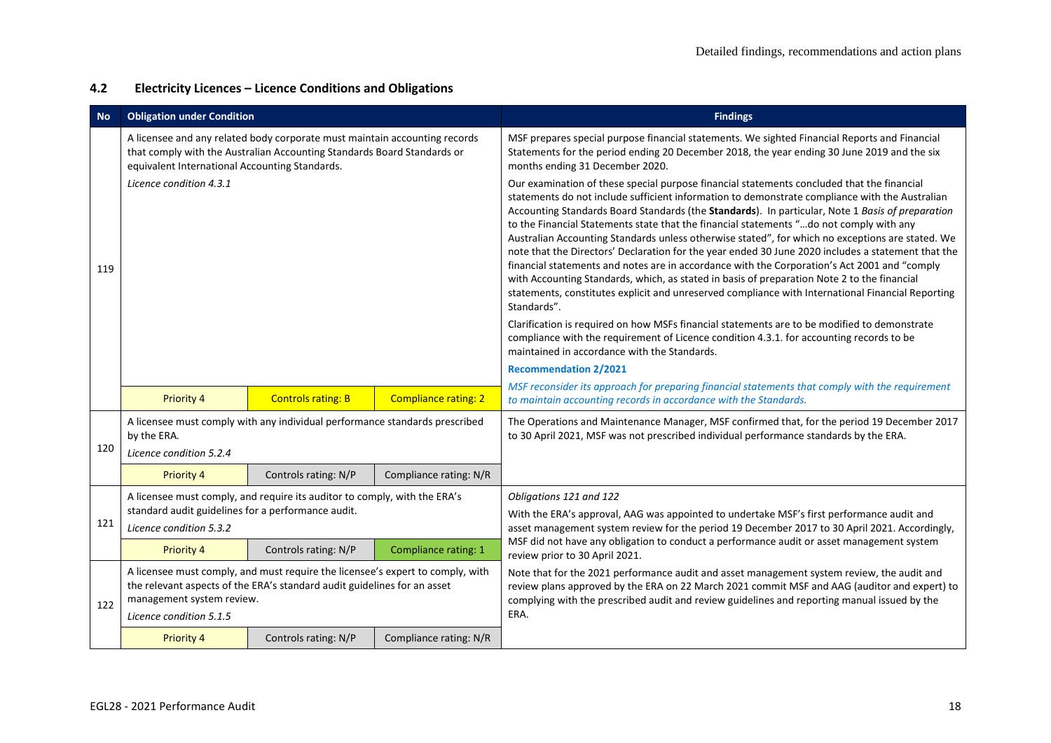## 4.2 Electricity Licences – Licence Conditions and Obligations

| No | Obligation under Condition | | | Findings |
|---|---|---|---|---|
| 119 | A licensee and any related body corporate must maintain accounting records that comply with the Australian Accounting Standards Board Standards or equivalent International Accounting Standards.<br>*Licence condition 4.3.1* | | | MSF prepares special purpose financial statements. We sighted Financial Reports and Financial Statements for the period ending 20 December 2018, the year ending 30 June 2019 and the six months ending 31 December 2020.<br>Our examination of these special purpose financial statements concluded that the financial statements do not include sufficient information to demonstrate compliance with the Australian Accounting Standards Board Standards (the **Standards**). In particular, Note 1 *Basis of preparation* to the Financial Statements state that the financial statements "…do not comply with any Australian Accounting Standards unless otherwise stated", for which no exceptions are stated. We note that the Directors' Declaration for the year ended 30 June 2020 includes a statement that the financial statements and notes are in accordance with the Corporation's Act 2001 and "comply with Accounting Standards, which, as stated in basis of preparation Note 2 to the financial statements, constitutes explicit and unreserved compliance with International Financial Reporting Standards".<br>Clarification is required on how MSFs financial statements are to be modified to demonstrate compliance with the requirement of Licence condition 4.3.1. for accounting records to be maintained in accordance with the Standards.<br>**Recommendation 2/2021**<br>*MSF reconsider its approach for preparing financial statements that comply with the requirement to maintain accounting records in accordance with the Standards.* |
| | Priority 4 | Controls rating: B | Compliance rating: 2 | |
| 120 | A licensee must comply with any individual performance standards prescribed by the ERA.<br>*Licence condition 5.2.4* | | | The Operations and Maintenance Manager, MSF confirmed that, for the period 19 December 2017 to 30 April 2021, MSF was not prescribed individual performance standards by the ERA. |
| | Priority 4 | Controls rating: N/P | Compliance rating: N/R | |
| 121 | A licensee must comply, and require its auditor to comply, with the ERA's standard audit guidelines for a performance audit.<br>*Licence condition 5.3.2* | | | *Obligations 121 and 122*<br>With the ERA's approval, AAG was appointed to undertake MSF's first performance audit and asset management system review for the period 19 December 2017 to 30 April 2021. Accordingly, MSF did not have any obligation to conduct a performance audit or asset management system review prior to 30 April 2021.<br>Note that for the 2021 performance audit and asset management system review, the audit and review plans approved by the ERA on 22 March 2021 commit MSF and AAG (auditor and expert) to complying with the prescribed audit and review guidelines and reporting manual issued by the ERA. |
| | Priority 4 | Controls rating: N/P | Compliance rating: 1 | |
| 122 | A licensee must comply, and must require the licensee's expert to comply, with the relevant aspects of the ERA's standard audit guidelines for an asset management system review.<br>*Licence condition 5.1.5* | | | |
| | Priority 4 | Controls rating: N/P | Compliance rating: N/R | |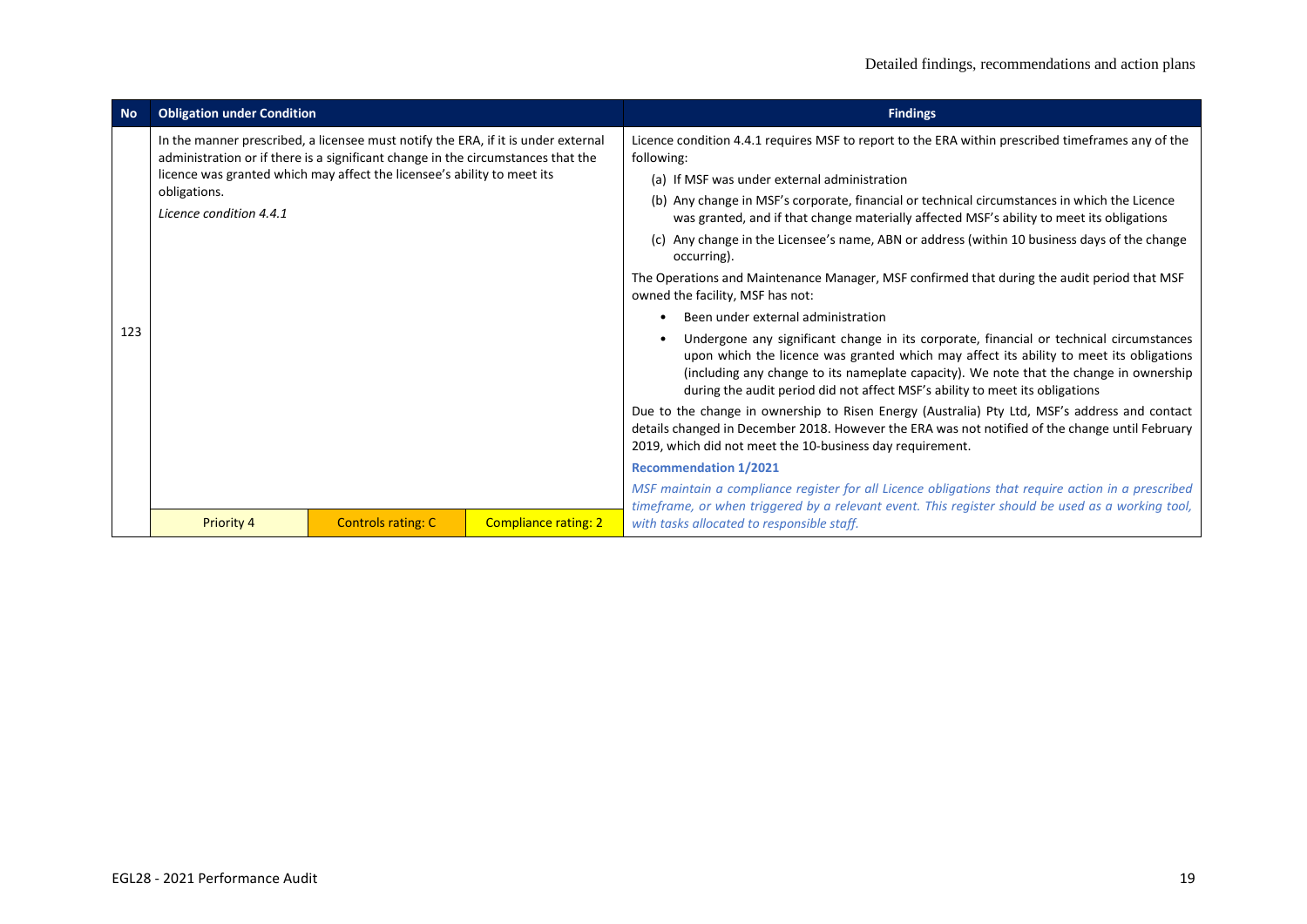| No | Obligation under Condition | | | Findings |
|---|---|---|---|---|
| 123 | In the manner prescribed, a licensee must notify the ERA, if it is under external administration or if there is a significant change in the circumstances that the licence was granted which may affect the licensee's ability to meet its obligations.<br>*Licence condition 4.4.1* | | | Licence condition 4.4.1 requires MSF to report to the ERA within prescribed timeframes any of the following:<br>(a) If MSF was under external administration<br>(b) Any change in MSF's corporate, financial or technical circumstances in which the Licence was granted, and if that change materially affected MSF's ability to meet its obligations<br>(c) Any change in the Licensee's name, ABN or address (within 10 business days of the change occurring).<br>The Operations and Maintenance Manager, MSF confirmed that during the audit period that MSF owned the facility, MSF has not:<br>• Been under external administration<br>• Undergone any significant change in its corporate, financial or technical circumstances upon which the licence was granted which may affect its ability to meet its obligations (including any change to its nameplate capacity). We note that the change in ownership during the audit period did not affect MSF's ability to meet its obligations<br>Due to the change in ownership to Risen Energy (Australia) Pty Ltd, MSF's address and contact details changed in December 2018. However the ERA was not notified of the change until February 2019, which did not meet the 10-business day requirement.<br>**Recommendation 1/2021**<br>*MSF maintain a compliance register for all Licence obligations that require action in a prescribed timeframe, or when triggered by a relevant event. This register should be used as a working tool, with tasks allocated to responsible staff.* |
| | Priority 4 | Controls rating: C | Compliance rating: 2 | |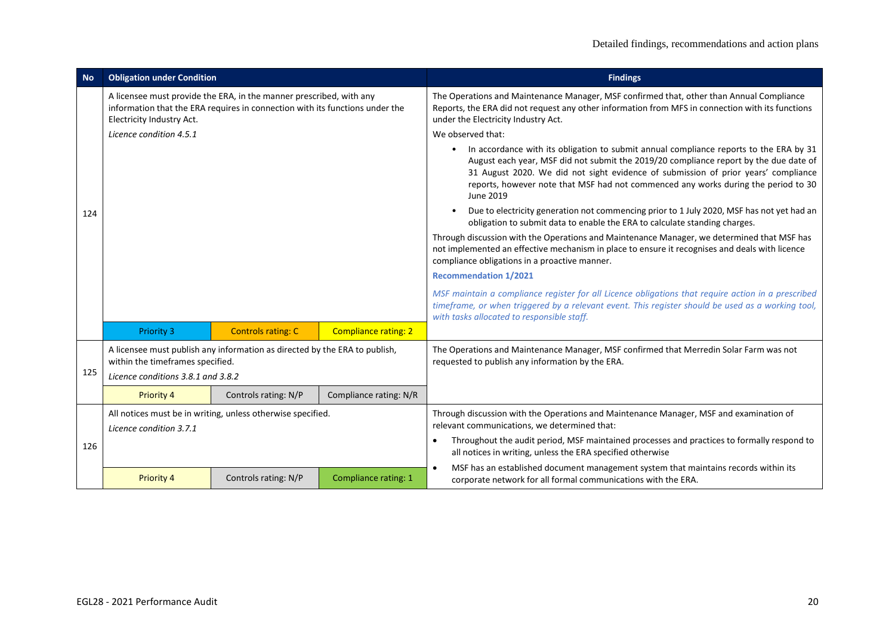| No | Obligation under Condition | | | Findings |
|---|---|---|---|---|
| 124 | A licensee must provide the ERA, in the manner prescribed, with any information that the ERA requires in connection with its functions under the Electricity Industry Act.<br>*Licence condition 4.5.1* | | | The Operations and Maintenance Manager, MSF confirmed that, other than Annual Compliance Reports, the ERA did not request any other information from MFS in connection with its functions under the Electricity Industry Act.<br>We observed that:<br>• In accordance with its obligation to submit annual compliance reports to the ERA by 31 August each year, MSF did not submit the 2019/20 compliance report by the due date of 31 August 2020. We did not sight evidence of submission of prior years' compliance reports, however note that MSF had not commenced any works during the period to 30 June 2019<br>• Due to electricity generation not commencing prior to 1 July 2020, MSF has not yet had an obligation to submit data to enable the ERA to calculate standing charges.<br>Through discussion with the Operations and Maintenance Manager, we determined that MSF has not implemented an effective mechanism in place to ensure it recognises and deals with licence compliance obligations in a proactive manner.<br>**Recommendation 1/2021**<br>*MSF maintain a compliance register for all Licence obligations that require action in a prescribed timeframe, or when triggered by a relevant event. This register should be used as a working tool, with tasks allocated to responsible staff.* |
| | Priority 3 | Controls rating: C | Compliance rating: 2 | |
| 125 | A licensee must publish any information as directed by the ERA to publish, within the timeframes specified.<br>*Licence conditions 3.8.1 and 3.8.2* | | | The Operations and Maintenance Manager, MSF confirmed that Merredin Solar Farm was not requested to publish any information by the ERA. |
| | Priority 4 | Controls rating: N/P | Compliance rating: N/R | |
| 126 | All notices must be in writing, unless otherwise specified.<br>*Licence condition 3.7.1* | | | Through discussion with the Operations and Maintenance Manager, MSF and examination of relevant communications, we determined that:<br>• Throughout the audit period, MSF maintained processes and practices to formally respond to all notices in writing, unless the ERA specified otherwise<br>• MSF has an established document management system that maintains records within its corporate network for all formal communications with the ERA. |
| | Priority 4 | Controls rating: N/P | Compliance rating: 1 | |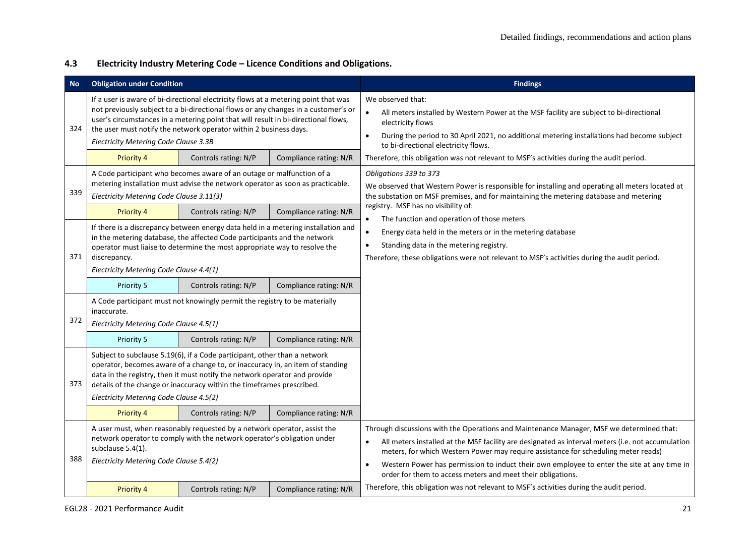## 4.3 Electricity Industry Metering Code – Licence Conditions and Obligations.

| No | Obligation under Condition | | | Findings |
|---|---|---|---|---|
| 324 | If a user is aware of bi-directional electricity flows at a metering point that was not previously subject to a bi-directional flows or any changes in a customer's or user's circumstances in a metering point that will result in bi-directional flows, the user must notify the network operator within 2 business days. *Electricity Metering Code Clause 3.3B* | | | We observed that: • All meters installed by Western Power at the MSF facility are subject to bi-directional electricity flows • During the period to 30 April 2021, no additional metering installations had become subject to bi-directional electricity flows. Therefore, this obligation was not relevant to MSF's activities during the audit period. |
| | Priority 4 | Controls rating: N/P | Compliance rating: N/R | |
| 339 | A Code participant who becomes aware of an outage or malfunction of a metering installation must advise the network operator as soon as practicable. *Electricity Metering Code Clause 3.11(3)* | | | *Obligations 339 to 373* We observed that Western Power is responsible for installing and operating all meters located at the substation on MSF premises, and for maintaining the metering database and metering registry. MSF has no visibility of: • The function and operation of those meters • Energy data held in the meters or in the metering database • Standing data in the metering registry. Therefore, these obligations were not relevant to MSF's activities during the audit period. |
| | Priority 4 | Controls rating: N/P | Compliance rating: N/R | |
| 371 | If there is a discrepancy between energy data held in a metering installation and in the metering database, the affected Code participants and the network operator must liaise to determine the most appropriate way to resolve the discrepancy. *Electricity Metering Code Clause 4.4(1)* | | | |
| | Priority 5 | Controls rating: N/P | Compliance rating: N/R | |
| 372 | A Code participant must not knowingly permit the registry to be materially inaccurate. *Electricity Metering Code Clause 4.5(1)* | | | |
| | Priority 5 | Controls rating: N/P | Compliance rating: N/R | |
| 373 | Subject to subclause 5.19(6), if a Code participant, other than a network operator, becomes aware of a change to, or inaccuracy in, an item of standing data in the registry, then it must notify the network operator and provide details of the change or inaccuracy within the timeframes prescribed. *Electricity Metering Code Clause 4.5(2)* | | | |
| | Priority 4 | Controls rating: N/P | Compliance rating: N/R | |
| 388 | A user must, when reasonably requested by a network operator, assist the network operator to comply with the network operator's obligation under subclause 5.4(1). *Electricity Metering Code Clause 5.4(2)* | | | Through discussions with the Operations and Maintenance Manager, MSF we determined that: • All meters installed at the MSF facility are designated as interval meters (i.e. not accumulation meters, for which Western Power may require assistance for scheduling meter reads) • Western Power has permission to induct their own employee to enter the site at any time in order for them to access meters and meet their obligations. Therefore, this obligation was not relevant to MSF's activities during the audit period. |
| | Priority 4 | Controls rating: N/P | Compliance rating: N/R | |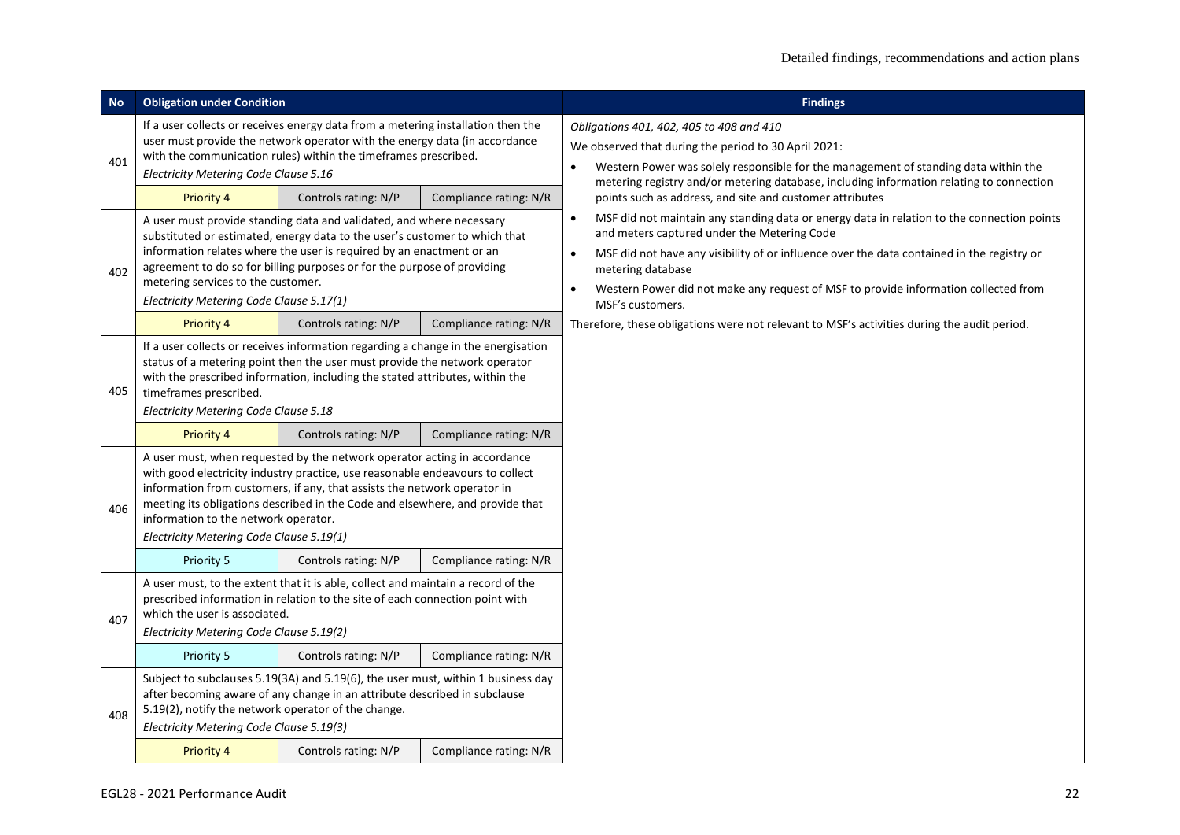| No | Obligation under Condition | | | Findings |
|---|---|---|---|---|
| 401 | If a user collects or receives energy data from a metering installation then the user must provide the network operator with the energy data (in accordance with the communication rules) within the timeframes prescribed.<br>*Electricity Metering Code Clause 5.16* | | | *Obligations 401, 402, 405 to 408 and 410*<br>We observed that during the period to 30 April 2021:<br>• Western Power was solely responsible for the management of standing data within the metering registry and/or metering database, including information relating to connection points such as address, and site and customer attributes<br>• MSF did not maintain any standing data or energy data in relation to the connection points and meters captured under the Metering Code<br>• MSF did not have any visibility of or influence over the data contained in the registry or metering database<br>• Western Power did not make any request of MSF to provide information collected from MSF's customers.<br>Therefore, these obligations were not relevant to MSF's activities during the audit period. |
| | Priority 4 | Controls rating: N/P | Compliance rating: N/R | |
| 402 | A user must provide standing data and validated, and where necessary substituted or estimated, energy data to the user's customer to which that information relates where the user is required by an enactment or an agreement to do so for billing purposes or for the purpose of providing metering services to the customer.<br>*Electricity Metering Code Clause 5.17(1)* | | | |
| | Priority 4 | Controls rating: N/P | Compliance rating: N/R | |
| 405 | If a user collects or receives information regarding a change in the energisation status of a metering point then the user must provide the network operator with the prescribed information, including the stated attributes, within the timeframes prescribed.<br>*Electricity Metering Code Clause 5.18* | | | |
| | Priority 4 | Controls rating: N/P | Compliance rating: N/R | |
| 406 | A user must, when requested by the network operator acting in accordance with good electricity industry practice, use reasonable endeavours to collect information from customers, if any, that assists the network operator in meeting its obligations described in the Code and elsewhere, and provide that information to the network operator.<br>*Electricity Metering Code Clause 5.19(1)* | | | |
| | Priority 5 | Controls rating: N/P | Compliance rating: N/R | |
| 407 | A user must, to the extent that it is able, collect and maintain a record of the prescribed information in relation to the site of each connection point with which the user is associated.<br>*Electricity Metering Code Clause 5.19(2)* | | | |
| | Priority 5 | Controls rating: N/P | Compliance rating: N/R | |
| 408 | Subject to subclauses 5.19(3A) and 5.19(6), the user must, within 1 business day after becoming aware of any change in an attribute described in subclause 5.19(2), notify the network operator of the change.<br>*Electricity Metering Code Clause 5.19(3)* | | | |
| | Priority 4 | Controls rating: N/P | Compliance rating: N/R | |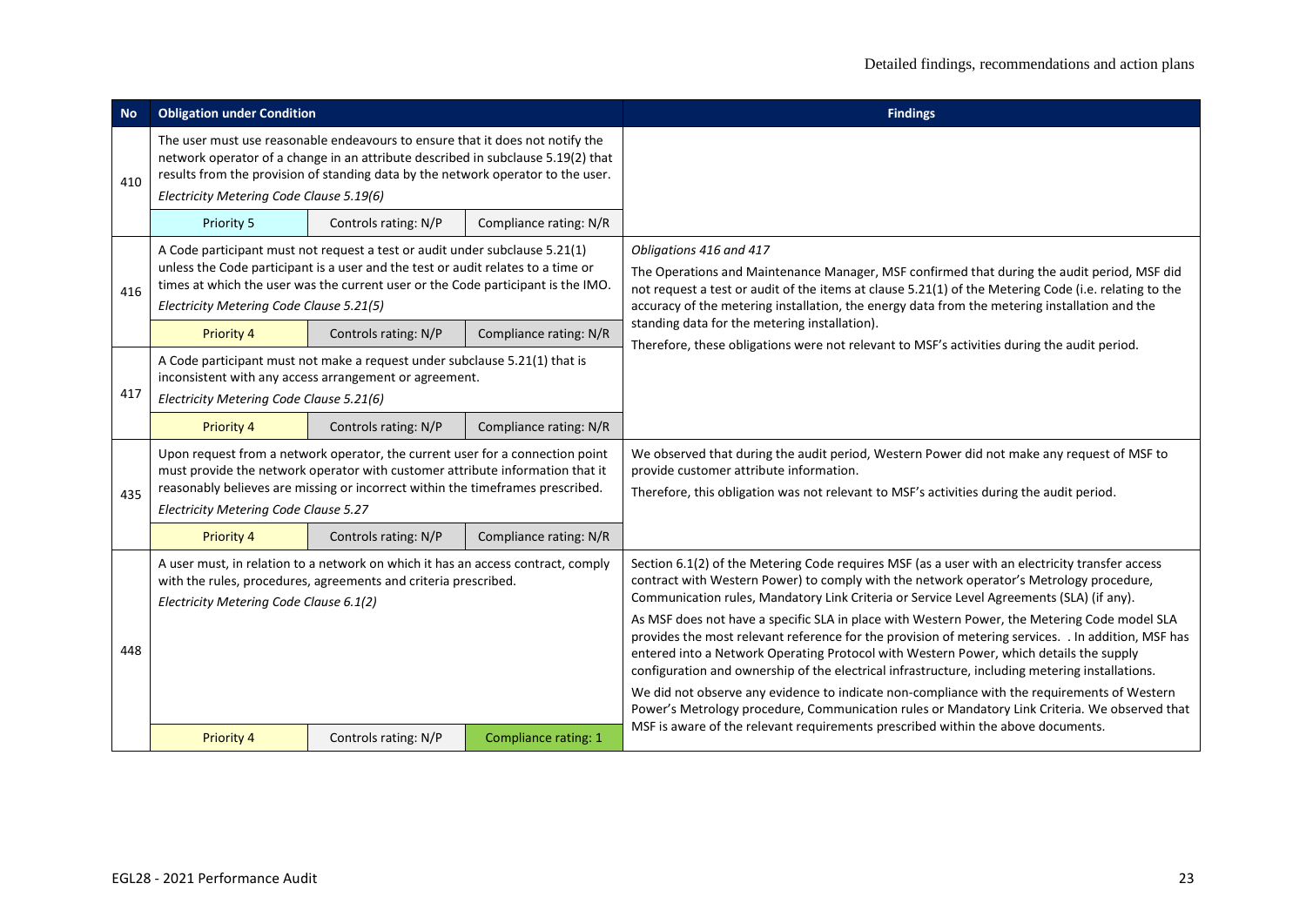| No | Obligation under Condition | | | Findings |
|---|---|---|---|---|
| 410 | The user must use reasonable endeavours to ensure that it does not notify the network operator of a change in an attribute described in subclause 5.19(2) that results from the provision of standing data by the network operator to the user.<br>*Electricity Metering Code Clause 5.19(6)* | | | |
| | Priority 5 | Controls rating: N/P | Compliance rating: N/R | |
| 416 | A Code participant must not request a test or audit under subclause 5.21(1) unless the Code participant is a user and the test or audit relates to a time or times at which the user was the current user or the Code participant is the IMO.<br>*Electricity Metering Code Clause 5.21(5)* | | | *Obligations 416 and 417*<br>The Operations and Maintenance Manager, MSF confirmed that during the audit period, MSF did not request a test or audit of the items at clause 5.21(1) of the Metering Code (i.e. relating to the accuracy of the metering installation, the energy data from the metering installation and the standing data for the metering installation).<br>Therefore, these obligations were not relevant to MSF's activities during the audit period. |
| | Priority 4 | Controls rating: N/P | Compliance rating: N/R | |
| 417 | A Code participant must not make a request under subclause 5.21(1) that is inconsistent with any access arrangement or agreement.<br>*Electricity Metering Code Clause 5.21(6)* | | | |
| | Priority 4 | Controls rating: N/P | Compliance rating: N/R | |
| 435 | Upon request from a network operator, the current user for a connection point must provide the network operator with customer attribute information that it reasonably believes are missing or incorrect within the timeframes prescribed.<br>*Electricity Metering Code Clause 5.27* | | | We observed that during the audit period, Western Power did not make any request of MSF to provide customer attribute information.<br>Therefore, this obligation was not relevant to MSF's activities during the audit period. |
| | Priority 4 | Controls rating: N/P | Compliance rating: N/R | |
| 448 | A user must, in relation to a network on which it has an access contract, comply with the rules, procedures, agreements and criteria prescribed.<br>*Electricity Metering Code Clause 6.1(2)* | | | Section 6.1(2) of the Metering Code requires MSF (as a user with an electricity transfer access contract with Western Power) to comply with the network operator's Metrology procedure, Communication rules, Mandatory Link Criteria or Service Level Agreements (SLA) (if any).<br>As MSF does not have a specific SLA in place with Western Power, the Metering Code model SLA provides the most relevant reference for the provision of metering services. . In addition, MSF has entered into a Network Operating Protocol with Western Power, which details the supply configuration and ownership of the electrical infrastructure, including metering installations.<br>We did not observe any evidence to indicate non-compliance with the requirements of Western Power's Metrology procedure, Communication rules or Mandatory Link Criteria. We observed that MSF is aware of the relevant requirements prescribed within the above documents. |
| | Priority 4 | Controls rating: N/P | Compliance rating: 1 | |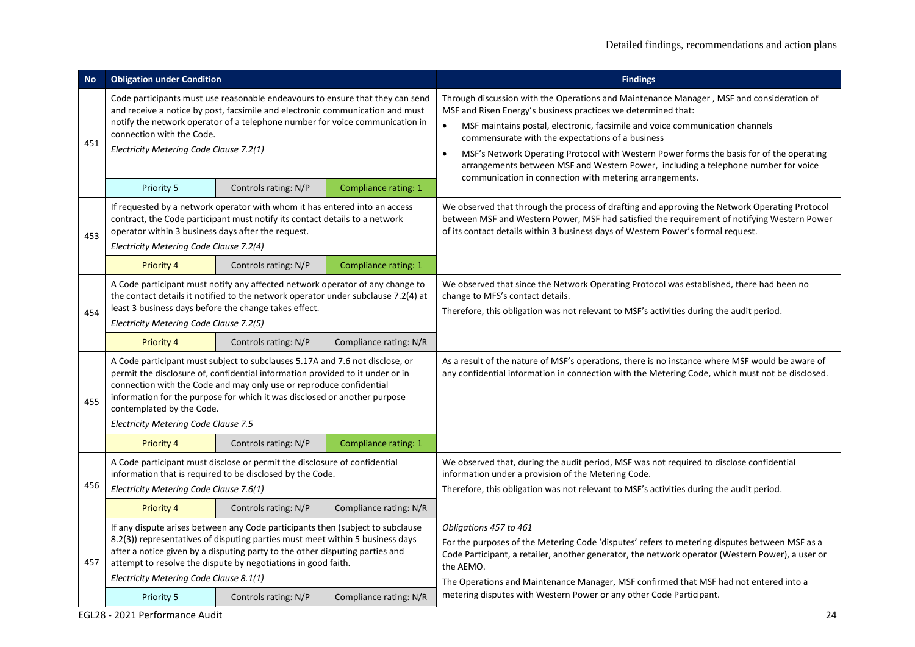| No | Obligation under Condition | | | Findings |
|---|---|---|---|---|
| 451 | Code participants must use reasonable endeavours to ensure that they can send and receive a notice by post, facsimile and electronic communication and must notify the network operator of a telephone number for voice communication in connection with the Code.<br>*Electricity Metering Code Clause 7.2(1)* | | | Through discussion with the Operations and Maintenance Manager , MSF and consideration of MSF and Risen Energy's business practices we determined that:<br>• MSF maintains postal, electronic, facsimile and voice communication channels commensurate with the expectations of a business<br>• MSF's Network Operating Protocol with Western Power forms the basis for of the operating arrangements between MSF and Western Power, including a telephone number for voice communication in connection with metering arrangements. |
| | Priority 5 | Controls rating: N/P | Compliance rating: 1 | |
| 453 | If requested by a network operator with whom it has entered into an access contract, the Code participant must notify its contact details to a network operator within 3 business days after the request.<br>*Electricity Metering Code Clause 7.2(4)* | | | We observed that through the process of drafting and approving the Network Operating Protocol between MSF and Western Power, MSF had satisfied the requirement of notifying Western Power of its contact details within 3 business days of Western Power's formal request. |
| | Priority 4 | Controls rating: N/P | Compliance rating: 1 | |
| 454 | A Code participant must notify any affected network operator of any change to the contact details it notified to the network operator under subclause 7.2(4) at least 3 business days before the change takes effect.<br>*Electricity Metering Code Clause 7.2(5)* | | | We observed that since the Network Operating Protocol was established, there had been no change to MFS's contact details.<br>Therefore, this obligation was not relevant to MSF's activities during the audit period. |
| | Priority 4 | Controls rating: N/P | Compliance rating: N/R | |
| 455 | A Code participant must subject to subclauses 5.17A and 7.6 not disclose, or permit the disclosure of, confidential information provided to it under or in connection with the Code and may only use or reproduce confidential information for the purpose for which it was disclosed or another purpose contemplated by the Code.<br>*Electricity Metering Code Clause 7.5* | | | As a result of the nature of MSF's operations, there is no instance where MSF would be aware of any confidential information in connection with the Metering Code, which must not be disclosed. |
| | Priority 4 | Controls rating: N/P | Compliance rating: 1 | |
| 456 | A Code participant must disclose or permit the disclosure of confidential information that is required to be disclosed by the Code.<br>*Electricity Metering Code Clause 7.6(1)* | | | We observed that, during the audit period, MSF was not required to disclose confidential information under a provision of the Metering Code.<br>Therefore, this obligation was not relevant to MSF's activities during the audit period. |
| | Priority 4 | Controls rating: N/P | Compliance rating: N/R | |
| 457 | If any dispute arises between any Code participants then (subject to subclause 8.2(3)) representatives of disputing parties must meet within 5 business days after a notice given by a disputing party to the other disputing parties and attempt to resolve the dispute by negotiations in good faith.<br>*Electricity Metering Code Clause 8.1(1)* | | | *Obligations 457 to 461*<br>For the purposes of the Metering Code 'disputes' refers to metering disputes between MSF as a Code Participant, a retailer, another generator, the network operator (Western Power), a user or the AEMO.<br>The Operations and Maintenance Manager, MSF confirmed that MSF had not entered into a metering disputes with Western Power or any other Code Participant. |
| | Priority 5 | Controls rating: N/P | Compliance rating: N/R | |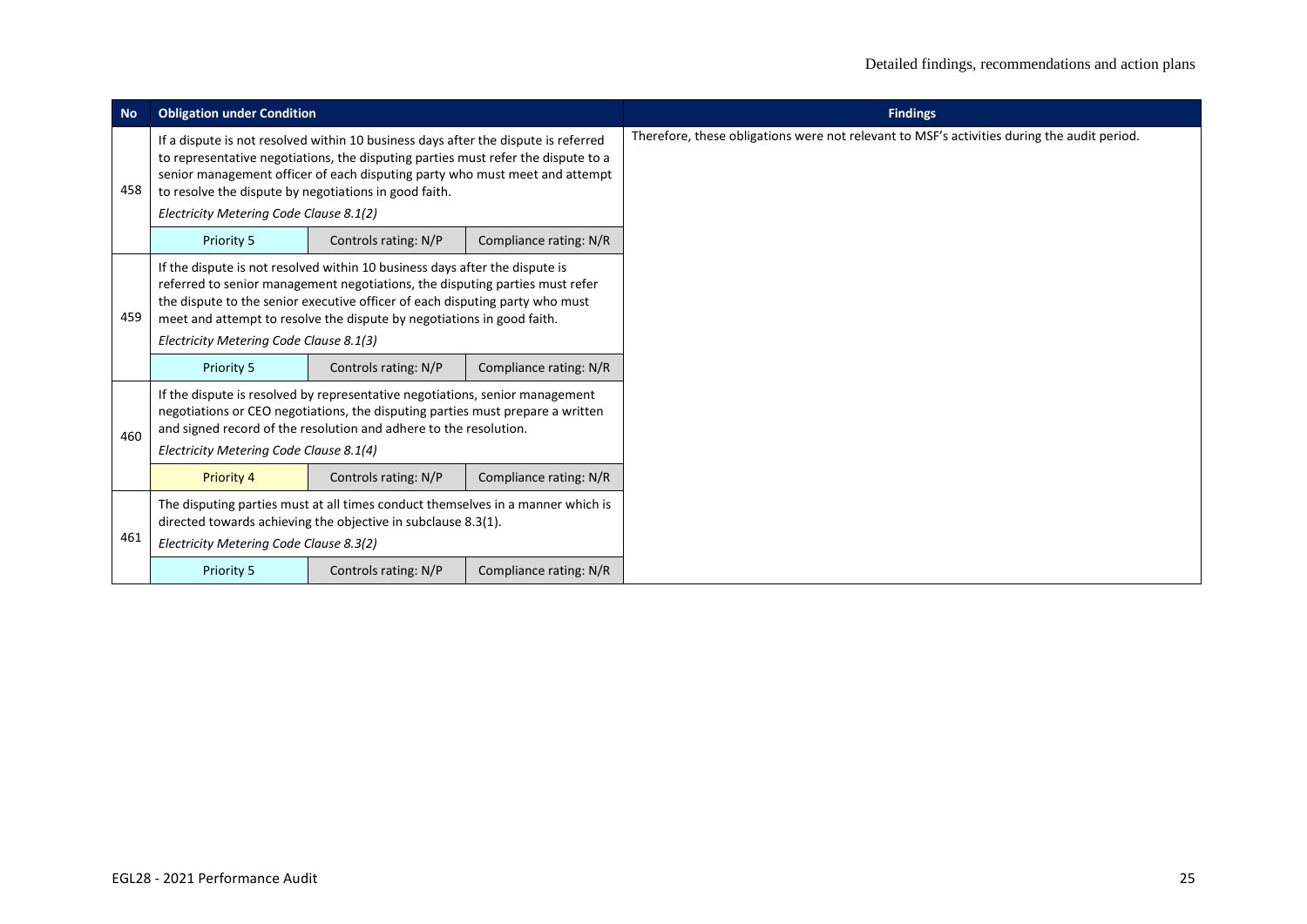| No | Obligation under Condition | | | Findings |
|---|---|---|---|---|
| 458 | If a dispute is not resolved within 10 business days after the dispute is referred to representative negotiations, the disputing parties must refer the dispute to a senior management officer of each disputing party who must meet and attempt to resolve the dispute by negotiations in good faith.<br>*Electricity Metering Code Clause 8.1(2)* | | | Therefore, these obligations were not relevant to MSF's activities during the audit period. |
| | Priority 5 | Controls rating: N/P | Compliance rating: N/R | |
| 459 | If the dispute is not resolved within 10 business days after the dispute is referred to senior management negotiations, the disputing parties must refer the dispute to the senior executive officer of each disputing party who must meet and attempt to resolve the dispute by negotiations in good faith.<br>*Electricity Metering Code Clause 8.1(3)* | | | |
| | Priority 5 | Controls rating: N/P | Compliance rating: N/R | |
| 460 | If the dispute is resolved by representative negotiations, senior management negotiations or CEO negotiations, the disputing parties must prepare a written and signed record of the resolution and adhere to the resolution.<br>*Electricity Metering Code Clause 8.1(4)* | | | |
| | Priority 4 | Controls rating: N/P | Compliance rating: N/R | |
| 461 | The disputing parties must at all times conduct themselves in a manner which is directed towards achieving the objective in subclause 8.3(1).<br>*Electricity Metering Code Clause 8.3(2)* | | | |
| | Priority 5 | Controls rating: N/P | Compliance rating: N/R | |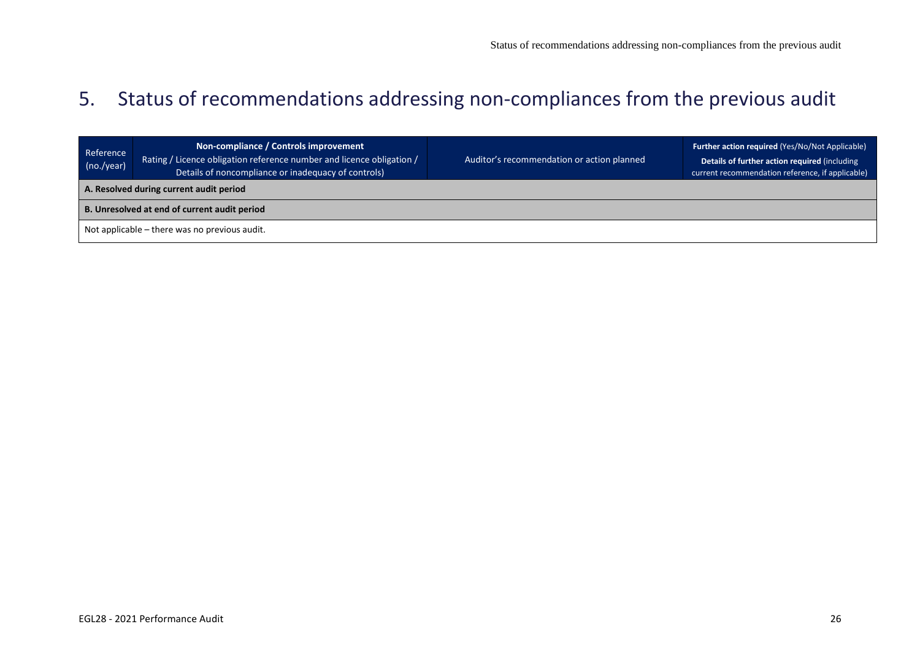# 5. Status of recommendations addressing non-compliances from the previous audit

| Reference (no./year) | **Non-compliance / Controls improvement** Rating / Licence obligation reference number and licence obligation / Details of noncompliance or inadequacy of controls) | Auditor's recommendation or action planned | **Further action required** (Yes/No/Not Applicable) **Details of further action required** (including current recommendation reference, if applicable) |
|---|---|---|---|
| **A. Resolved during current audit period** | | | |
| **B. Unresolved at end of current audit period** | | | |
| Not applicable – there was no previous audit. | | | |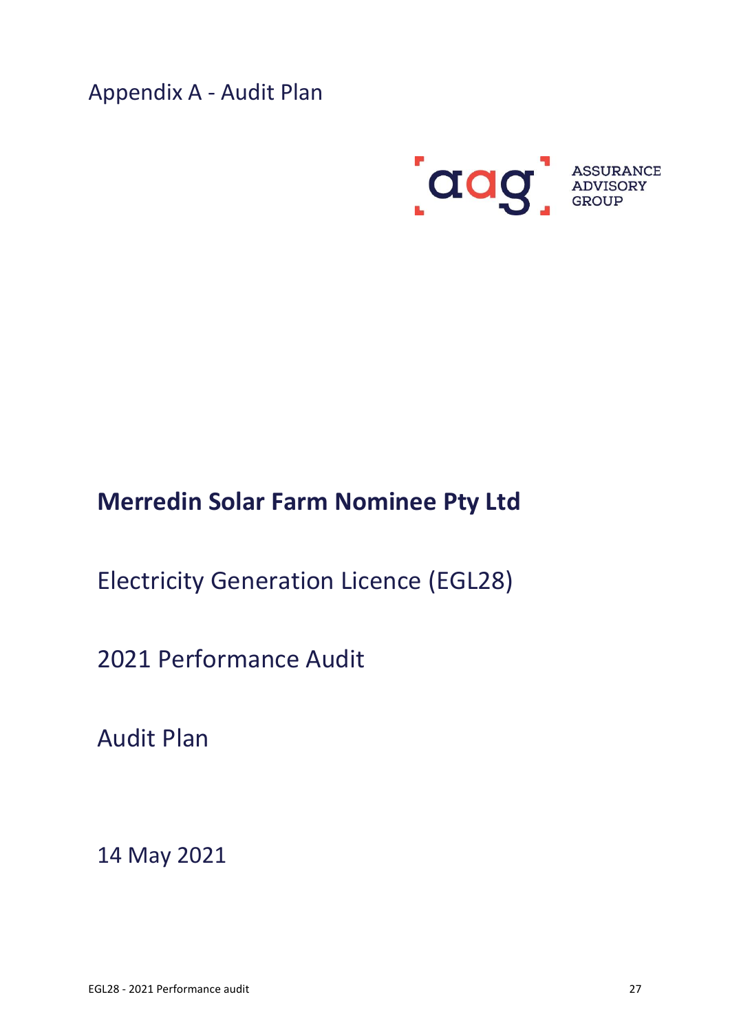Appendix A - Audit Plan

ASSURANCE ADVISORY GROUP

# Merredin Solar Farm Nominee Pty Ltd

Electricity Generation Licence (EGL28)

2021 Performance Audit

Audit Plan

14 May 2021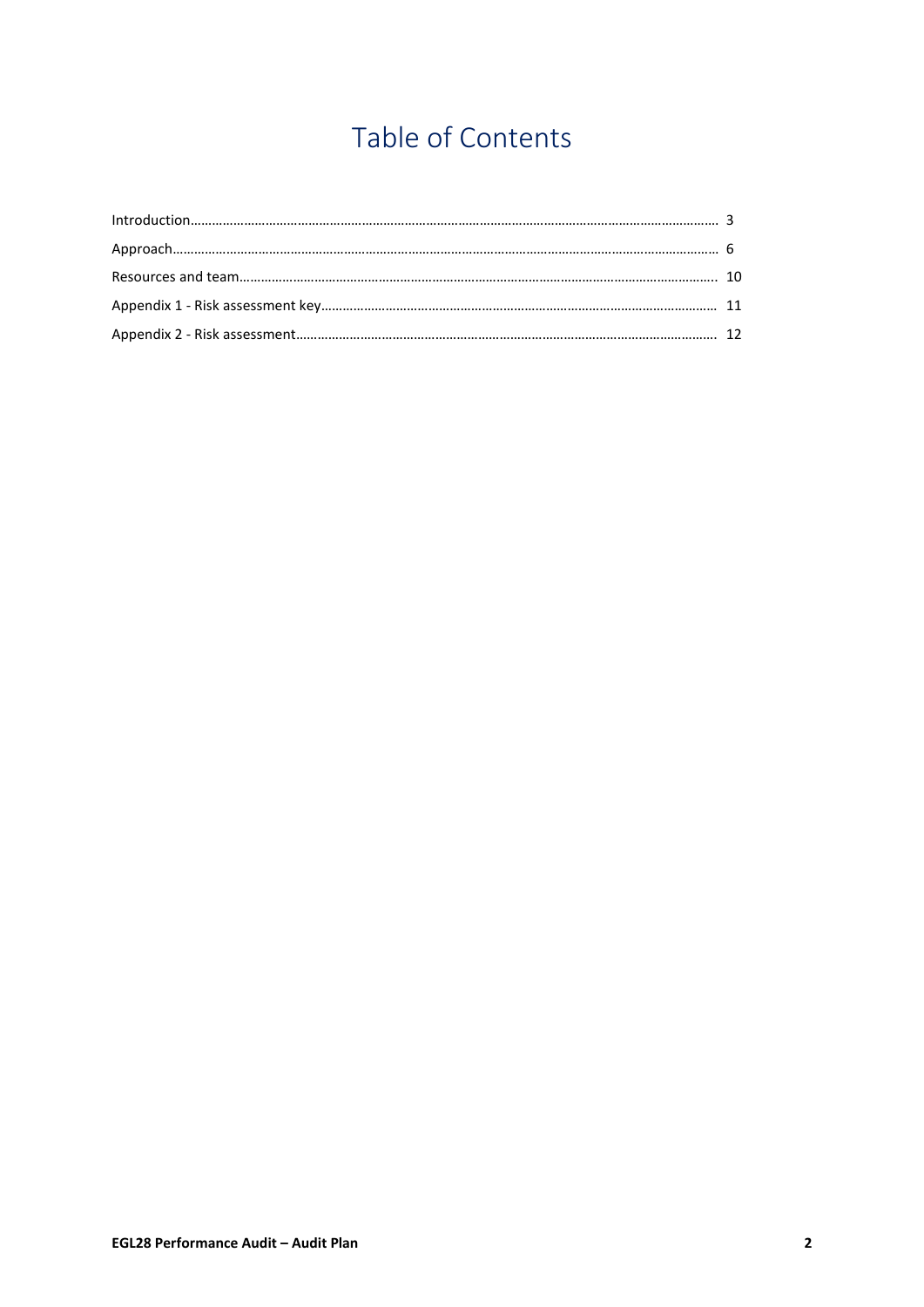# Table of Contents

Introduction…… 3

Approach…… 6

Resources and team…… 10

Appendix 1 - Risk assessment key…… 11

Appendix 2 - Risk assessment…… 12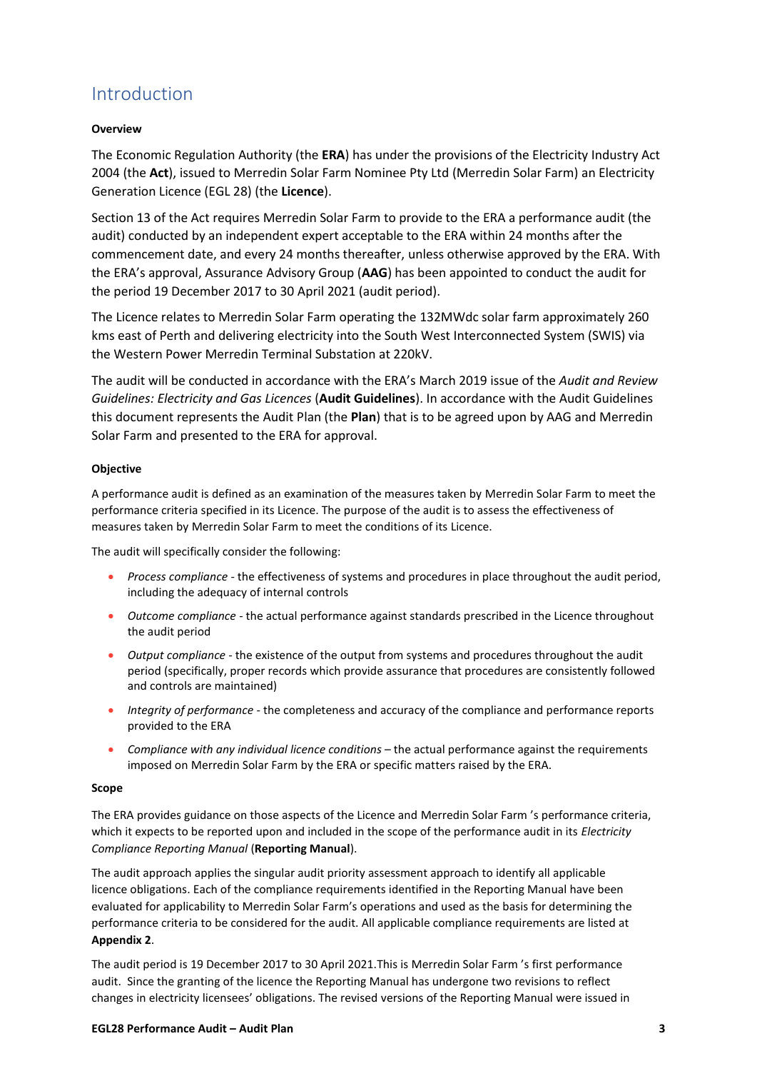# Introduction

**Overview**

The Economic Regulation Authority (the **ERA**) has under the provisions of the Electricity Industry Act 2004 (the **Act**), issued to Merredin Solar Farm Nominee Pty Ltd (Merredin Solar Farm) an Electricity Generation Licence (EGL 28) (the **Licence**).

Section 13 of the Act requires Merredin Solar Farm to provide to the ERA a performance audit (the audit) conducted by an independent expert acceptable to the ERA within 24 months after the commencement date, and every 24 months thereafter, unless otherwise approved by the ERA. With the ERA's approval, Assurance Advisory Group (**AAG**) has been appointed to conduct the audit for the period 19 December 2017 to 30 April 2021 (audit period).

The Licence relates to Merredin Solar Farm operating the 132MWdc solar farm approximately 260 kms east of Perth and delivering electricity into the South West Interconnected System (SWIS) via the Western Power Merredin Terminal Substation at 220kV.

The audit will be conducted in accordance with the ERA's March 2019 issue of the *Audit and Review Guidelines: Electricity and Gas Licences* (**Audit Guidelines**). In accordance with the Audit Guidelines this document represents the Audit Plan (the **Plan**) that is to be agreed upon by AAG and Merredin Solar Farm and presented to the ERA for approval.

**Objective**

A performance audit is defined as an examination of the measures taken by Merredin Solar Farm to meet the performance criteria specified in its Licence. The purpose of the audit is to assess the effectiveness of measures taken by Merredin Solar Farm to meet the conditions of its Licence.

The audit will specifically consider the following:

- *Process compliance* - the effectiveness of systems and procedures in place throughout the audit period, including the adequacy of internal controls
- *Outcome compliance* - the actual performance against standards prescribed in the Licence throughout the audit period
- *Output compliance* - the existence of the output from systems and procedures throughout the audit period (specifically, proper records which provide assurance that procedures are consistently followed and controls are maintained)
- *Integrity of performance* - the completeness and accuracy of the compliance and performance reports provided to the ERA
- *Compliance with any individual licence conditions* – the actual performance against the requirements imposed on Merredin Solar Farm by the ERA or specific matters raised by the ERA.

**Scope**

The ERA provides guidance on those aspects of the Licence and Merredin Solar Farm 's performance criteria, which it expects to be reported upon and included in the scope of the performance audit in its *Electricity Compliance Reporting Manual* (**Reporting Manual**).

The audit approach applies the singular audit priority assessment approach to identify all applicable licence obligations. Each of the compliance requirements identified in the Reporting Manual have been evaluated for applicability to Merredin Solar Farm's operations and used as the basis for determining the performance criteria to be considered for the audit. All applicable compliance requirements are listed at **Appendix 2**.

The audit period is 19 December 2017 to 30 April 2021.This is Merredin Solar Farm 's first performance audit. Since the granting of the licence the Reporting Manual has undergone two revisions to reflect changes in electricity licensees' obligations. The revised versions of the Reporting Manual were issued in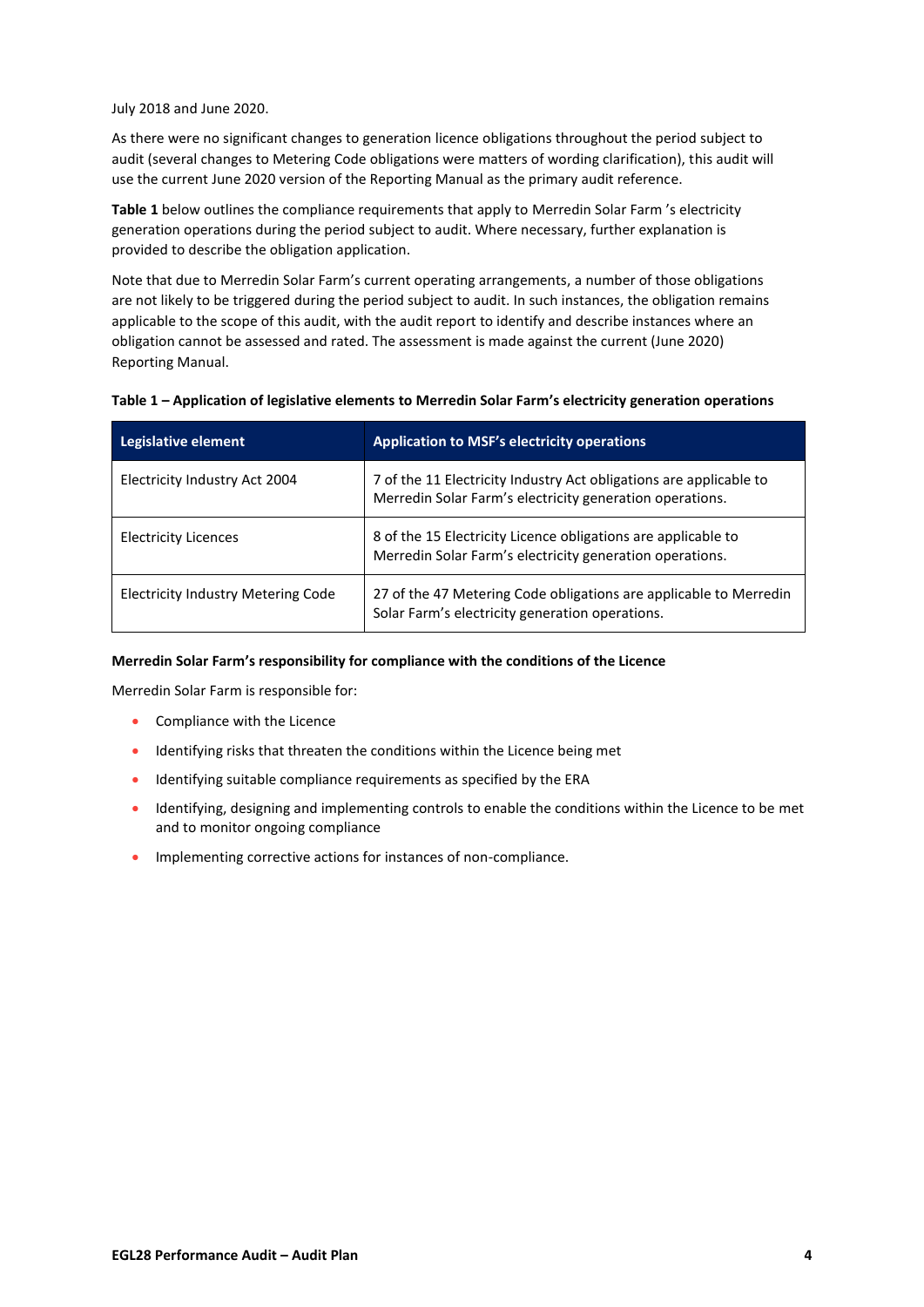July 2018 and June 2020.

As there were no significant changes to generation licence obligations throughout the period subject to audit (several changes to Metering Code obligations were matters of wording clarification), this audit will use the current June 2020 version of the Reporting Manual as the primary audit reference.

**Table 1** below outlines the compliance requirements that apply to Merredin Solar Farm 's electricity generation operations during the period subject to audit. Where necessary, further explanation is provided to describe the obligation application.

Note that due to Merredin Solar Farm's current operating arrangements, a number of those obligations are not likely to be triggered during the period subject to audit. In such instances, the obligation remains applicable to the scope of this audit, with the audit report to identify and describe instances where an obligation cannot be assessed and rated. The assessment is made against the current (June 2020) Reporting Manual.

**Table 1 – Application of legislative elements to Merredin Solar Farm's electricity generation operations**

| Legislative element | Application to MSF's electricity operations |
|---|---|
| Electricity Industry Act 2004 | 7 of the 11 Electricity Industry Act obligations are applicable to Merredin Solar Farm's electricity generation operations. |
| Electricity Licences | 8 of the 15 Electricity Licence obligations are applicable to Merredin Solar Farm's electricity generation operations. |
| Electricity Industry Metering Code | 27 of the 47 Metering Code obligations are applicable to Merredin Solar Farm's electricity generation operations. |

**Merredin Solar Farm's responsibility for compliance with the conditions of the Licence**

Merredin Solar Farm is responsible for:

- Compliance with the Licence
- Identifying risks that threaten the conditions within the Licence being met
- Identifying suitable compliance requirements as specified by the ERA
- Identifying, designing and implementing controls to enable the conditions within the Licence to be met and to monitor ongoing compliance
- Implementing corrective actions for instances of non-compliance.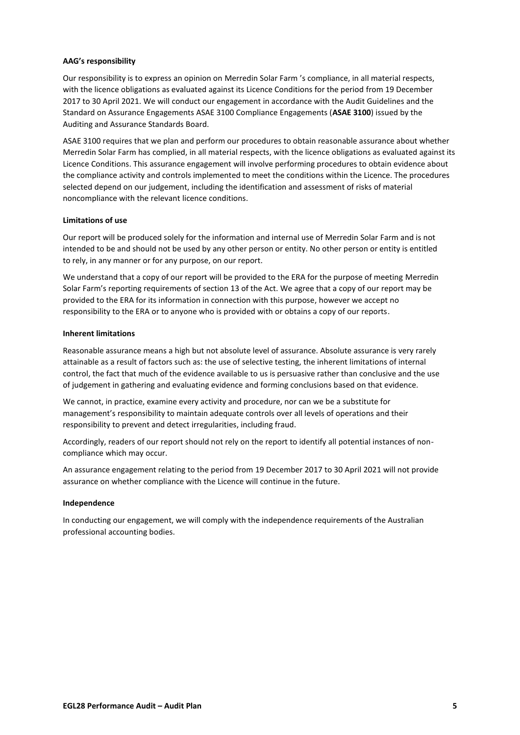**AAG's responsibility**

Our responsibility is to express an opinion on Merredin Solar Farm 's compliance, in all material respects, with the licence obligations as evaluated against its Licence Conditions for the period from 19 December 2017 to 30 April 2021. We will conduct our engagement in accordance with the Audit Guidelines and the Standard on Assurance Engagements ASAE 3100 Compliance Engagements (**ASAE 3100**) issued by the Auditing and Assurance Standards Board.

ASAE 3100 requires that we plan and perform our procedures to obtain reasonable assurance about whether Merredin Solar Farm has complied, in all material respects, with the licence obligations as evaluated against its Licence Conditions. This assurance engagement will involve performing procedures to obtain evidence about the compliance activity and controls implemented to meet the conditions within the Licence. The procedures selected depend on our judgement, including the identification and assessment of risks of material noncompliance with the relevant licence conditions.

**Limitations of use**

Our report will be produced solely for the information and internal use of Merredin Solar Farm and is not intended to be and should not be used by any other person or entity. No other person or entity is entitled to rely, in any manner or for any purpose, on our report.

We understand that a copy of our report will be provided to the ERA for the purpose of meeting Merredin Solar Farm's reporting requirements of section 13 of the Act. We agree that a copy of our report may be provided to the ERA for its information in connection with this purpose, however we accept no responsibility to the ERA or to anyone who is provided with or obtains a copy of our reports.

**Inherent limitations**

Reasonable assurance means a high but not absolute level of assurance. Absolute assurance is very rarely attainable as a result of factors such as: the use of selective testing, the inherent limitations of internal control, the fact that much of the evidence available to us is persuasive rather than conclusive and the use of judgement in gathering and evaluating evidence and forming conclusions based on that evidence.

We cannot, in practice, examine every activity and procedure, nor can we be a substitute for management's responsibility to maintain adequate controls over all levels of operations and their responsibility to prevent and detect irregularities, including fraud.

Accordingly, readers of our report should not rely on the report to identify all potential instances of non-compliance which may occur.

An assurance engagement relating to the period from 19 December 2017 to 30 April 2021 will not provide assurance on whether compliance with the Licence will continue in the future.

**Independence**

In conducting our engagement, we will comply with the independence requirements of the Australian professional accounting bodies.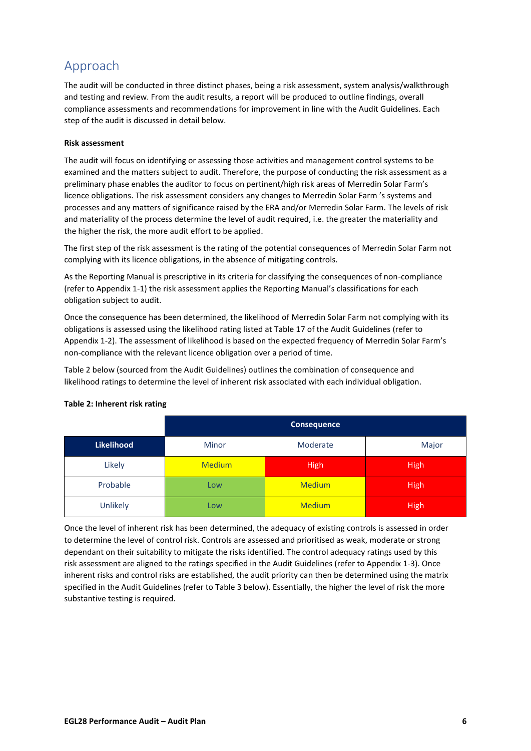## Approach

The audit will be conducted in three distinct phases, being a risk assessment, system analysis/walkthrough and testing and review. From the audit results, a report will be produced to outline findings, overall compliance assessments and recommendations for improvement in line with the Audit Guidelines. Each step of the audit is discussed in detail below.

**Risk assessment**

The audit will focus on identifying or assessing those activities and management control systems to be examined and the matters subject to audit. Therefore, the purpose of conducting the risk assessment as a preliminary phase enables the auditor to focus on pertinent/high risk areas of Merredin Solar Farm's licence obligations. The risk assessment considers any changes to Merredin Solar Farm 's systems and processes and any matters of significance raised by the ERA and/or Merredin Solar Farm. The levels of risk and materiality of the process determine the level of audit required, i.e. the greater the materiality and the higher the risk, the more audit effort to be applied.

The first step of the risk assessment is the rating of the potential consequences of Merredin Solar Farm not complying with its licence obligations, in the absence of mitigating controls.

As the Reporting Manual is prescriptive in its criteria for classifying the consequences of non-compliance (refer to Appendix 1-1) the risk assessment applies the Reporting Manual's classifications for each obligation subject to audit.

Once the consequence has been determined, the likelihood of Merredin Solar Farm not complying with its obligations is assessed using the likelihood rating listed at Table 17 of the Audit Guidelines (refer to Appendix 1-2). The assessment of likelihood is based on the expected frequency of Merredin Solar Farm's non-compliance with the relevant licence obligation over a period of time.

Table 2 below (sourced from the Audit Guidelines) outlines the combination of consequence and likelihood ratings to determine the level of inherent risk associated with each individual obligation.

**Table 2: Inherent risk rating**

| | Consequence | | |
|---|---|---|---|
| **Likelihood** | Minor | Moderate | Major |
| Likely | Medium | High | High |
| Probable | Low | Medium | High |
| Unlikely | Low | Medium | High |

Once the level of inherent risk has been determined, the adequacy of existing controls is assessed in order to determine the level of control risk. Controls are assessed and prioritised as weak, moderate or strong dependant on their suitability to mitigate the risks identified. The control adequacy ratings used by this risk assessment are aligned to the ratings specified in the Audit Guidelines (refer to Appendix 1-3). Once inherent risks and control risks are established, the audit priority can then be determined using the matrix specified in the Audit Guidelines (refer to Table 3 below). Essentially, the higher the level of risk the more substantive testing is required.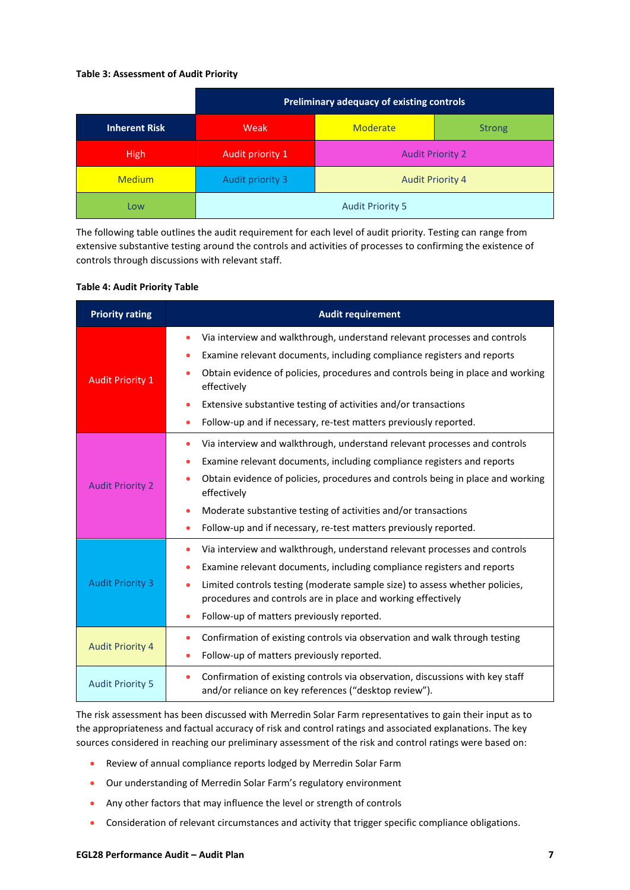**Table 3: Assessment of Audit Priority**

| | Preliminary adequacy of existing controls | | |
|---|---|---|---|
| **Inherent Risk** | Weak | Moderate | Strong |
| High | Audit priority 1 | Audit Priority 2 | |
| Medium | Audit priority 3 | Audit Priority 4 | |
| Low | Audit Priority 5 | | |

The following table outlines the audit requirement for each level of audit priority. Testing can range from extensive substantive testing around the controls and activities of processes to confirming the existence of controls through discussions with relevant staff.

**Table 4: Audit Priority Table**

| Priority rating | Audit requirement |
|---|---|
| Audit Priority 1 | • Via interview and walkthrough, understand relevant processes and controls<br>• Examine relevant documents, including compliance registers and reports<br>• Obtain evidence of policies, procedures and controls being in place and working effectively<br>• Extensive substantive testing of activities and/or transactions<br>• Follow-up and if necessary, re-test matters previously reported. |
| Audit Priority 2 | • Via interview and walkthrough, understand relevant processes and controls<br>• Examine relevant documents, including compliance registers and reports<br>• Obtain evidence of policies, procedures and controls being in place and working effectively<br>• Moderate substantive testing of activities and/or transactions<br>• Follow-up and if necessary, re-test matters previously reported. |
| Audit Priority 3 | • Via interview and walkthrough, understand relevant processes and controls<br>• Examine relevant documents, including compliance registers and reports<br>• Limited controls testing (moderate sample size) to assess whether policies, procedures and controls are in place and working effectively<br>• Follow-up of matters previously reported. |
| Audit Priority 4 | • Confirmation of existing controls via observation and walk through testing<br>• Follow-up of matters previously reported. |
| Audit Priority 5 | • Confirmation of existing controls via observation, discussions with key staff and/or reliance on key references ("desktop review"). |

The risk assessment has been discussed with Merredin Solar Farm representatives to gain their input as to the appropriateness and factual accuracy of risk and control ratings and associated explanations. The key sources considered in reaching our preliminary assessment of the risk and control ratings were based on:

- Review of annual compliance reports lodged by Merredin Solar Farm
- Our understanding of Merredin Solar Farm's regulatory environment
- Any other factors that may influence the level or strength of controls
- Consideration of relevant circumstances and activity that trigger specific compliance obligations.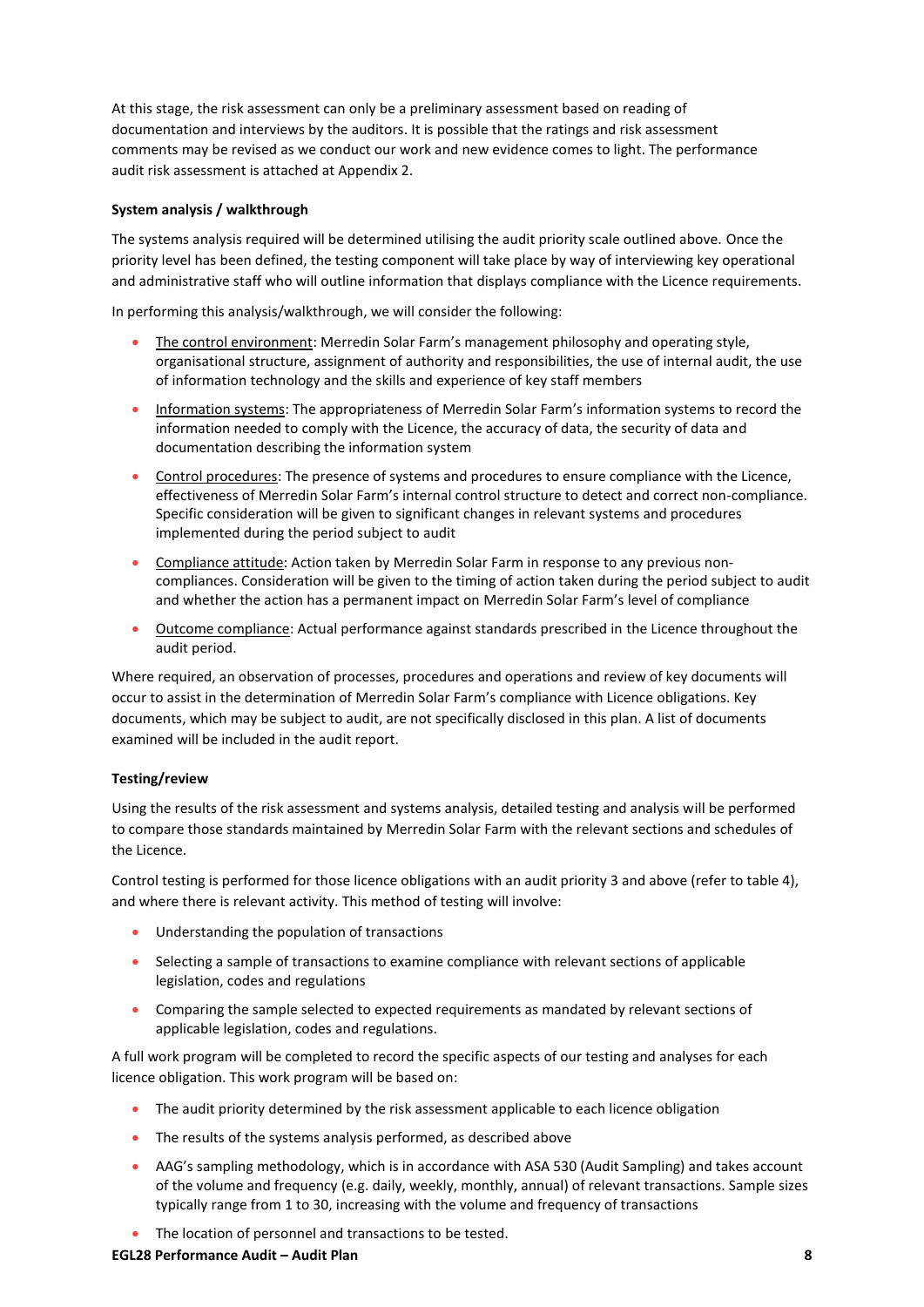At this stage, the risk assessment can only be a preliminary assessment based on reading of documentation and interviews by the auditors. It is possible that the ratings and risk assessment comments may be revised as we conduct our work and new evidence comes to light. The performance audit risk assessment is attached at Appendix 2.

**System analysis / walkthrough**

The systems analysis required will be determined utilising the audit priority scale outlined above. Once the priority level has been defined, the testing component will take place by way of interviewing key operational and administrative staff who will outline information that displays compliance with the Licence requirements.

In performing this analysis/walkthrough, we will consider the following:

- <u>The control environment</u>: Merredin Solar Farm's management philosophy and operating style, organisational structure, assignment of authority and responsibilities, the use of internal audit, the use of information technology and the skills and experience of key staff members
- <u>Information systems</u>: The appropriateness of Merredin Solar Farm's information systems to record the information needed to comply with the Licence, the accuracy of data, the security of data and documentation describing the information system
- <u>Control procedures</u>: The presence of systems and procedures to ensure compliance with the Licence, effectiveness of Merredin Solar Farm's internal control structure to detect and correct non-compliance. Specific consideration will be given to significant changes in relevant systems and procedures implemented during the period subject to audit
- <u>Compliance attitude</u>: Action taken by Merredin Solar Farm in response to any previous non-compliances. Consideration will be given to the timing of action taken during the period subject to audit and whether the action has a permanent impact on Merredin Solar Farm's level of compliance
- <u>Outcome compliance</u>: Actual performance against standards prescribed in the Licence throughout the audit period.

Where required, an observation of processes, procedures and operations and review of key documents will occur to assist in the determination of Merredin Solar Farm's compliance with Licence obligations. Key documents, which may be subject to audit, are not specifically disclosed in this plan. A list of documents examined will be included in the audit report.

**Testing/review**

Using the results of the risk assessment and systems analysis, detailed testing and analysis will be performed to compare those standards maintained by Merredin Solar Farm with the relevant sections and schedules of the Licence.

Control testing is performed for those licence obligations with an audit priority 3 and above (refer to table 4), and where there is relevant activity. This method of testing will involve:

- Understanding the population of transactions
- Selecting a sample of transactions to examine compliance with relevant sections of applicable legislation, codes and regulations
- Comparing the sample selected to expected requirements as mandated by relevant sections of applicable legislation, codes and regulations.

A full work program will be completed to record the specific aspects of our testing and analyses for each licence obligation. This work program will be based on:

- The audit priority determined by the risk assessment applicable to each licence obligation
- The results of the systems analysis performed, as described above
- AAG's sampling methodology, which is in accordance with ASA 530 (Audit Sampling) and takes account of the volume and frequency (e.g. daily, weekly, monthly, annual) of relevant transactions. Sample sizes typically range from 1 to 30, increasing with the volume and frequency of transactions
- The location of personnel and transactions to be tested.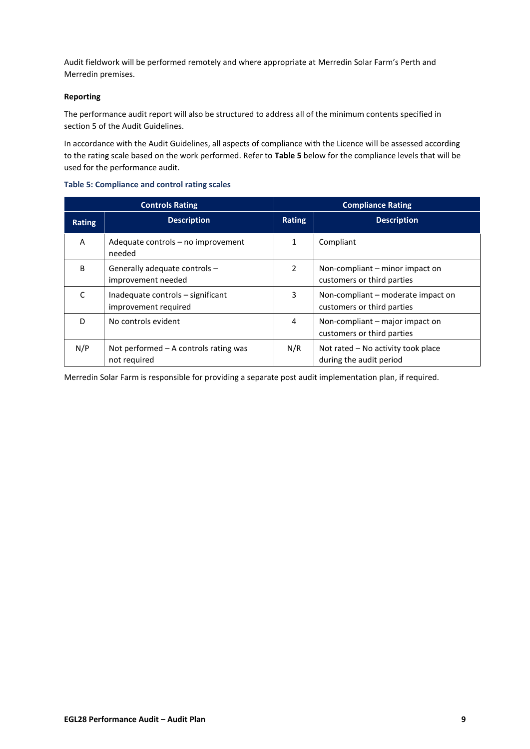Audit fieldwork will be performed remotely and where appropriate at Merredin Solar Farm's Perth and Merredin premises.

**Reporting**

The performance audit report will also be structured to address all of the minimum contents specified in section 5 of the Audit Guidelines.

In accordance with the Audit Guidelines, all aspects of compliance with the Licence will be assessed according to the rating scale based on the work performed. Refer to **Table 5** below for the compliance levels that will be used for the performance audit.

**Table 5: Compliance and control rating scales**

| Controls Rating | | Compliance Rating | |
|---|---|---|---|
| **Rating** | **Description** | **Rating** | **Description** |
| A | Adequate controls – no improvement needed | 1 | Compliant |
| B | Generally adequate controls – improvement needed | 2 | Non-compliant – minor impact on customers or third parties |
| C | Inadequate controls – significant improvement required | 3 | Non-compliant – moderate impact on customers or third parties |
| D | No controls evident | 4 | Non-compliant – major impact on customers or third parties |
| N/P | Not performed – A controls rating was not required | N/R | Not rated – No activity took place during the audit period |

Merredin Solar Farm is responsible for providing a separate post audit implementation plan, if required.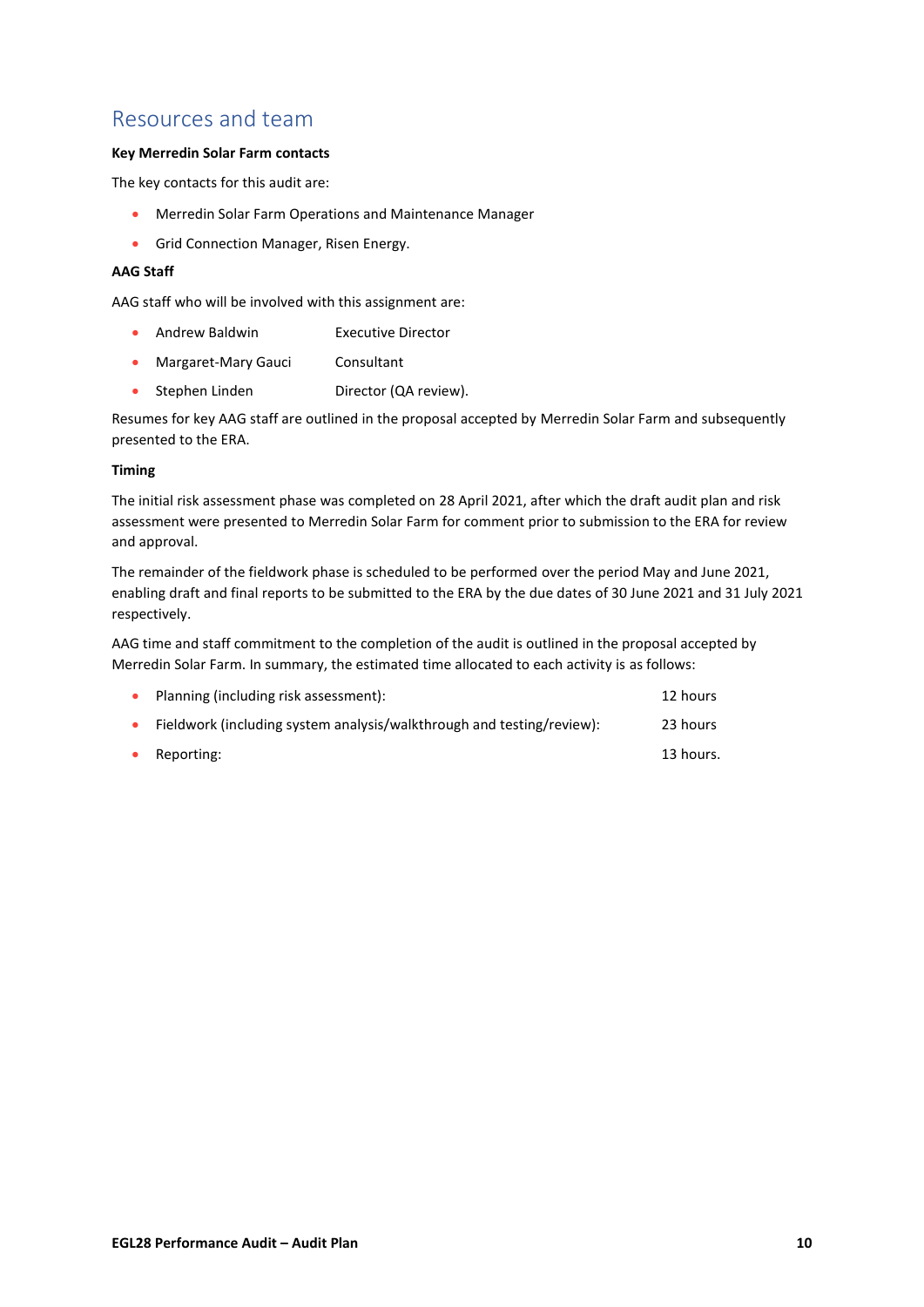## Resources and team

**Key Merredin Solar Farm contacts**

The key contacts for this audit are:

- Merredin Solar Farm Operations and Maintenance Manager
- Grid Connection Manager, Risen Energy.

**AAG Staff**

AAG staff who will be involved with this assignment are:

- Andrew Baldwin Executive Director
- Margaret-Mary Gauci Consultant
- Stephen Linden Director (QA review).

Resumes for key AAG staff are outlined in the proposal accepted by Merredin Solar Farm and subsequently presented to the ERA.

**Timing**

The initial risk assessment phase was completed on 28 April 2021, after which the draft audit plan and risk assessment were presented to Merredin Solar Farm for comment prior to submission to the ERA for review and approval.

The remainder of the fieldwork phase is scheduled to be performed over the period May and June 2021, enabling draft and final reports to be submitted to the ERA by the due dates of 30 June 2021 and 31 July 2021 respectively.

AAG time and staff commitment to the completion of the audit is outlined in the proposal accepted by Merredin Solar Farm. In summary, the estimated time allocated to each activity is as follows:

- Planning (including risk assessment): 12 hours
- Fieldwork (including system analysis/walkthrough and testing/review): 23 hours
- Reporting: 13 hours.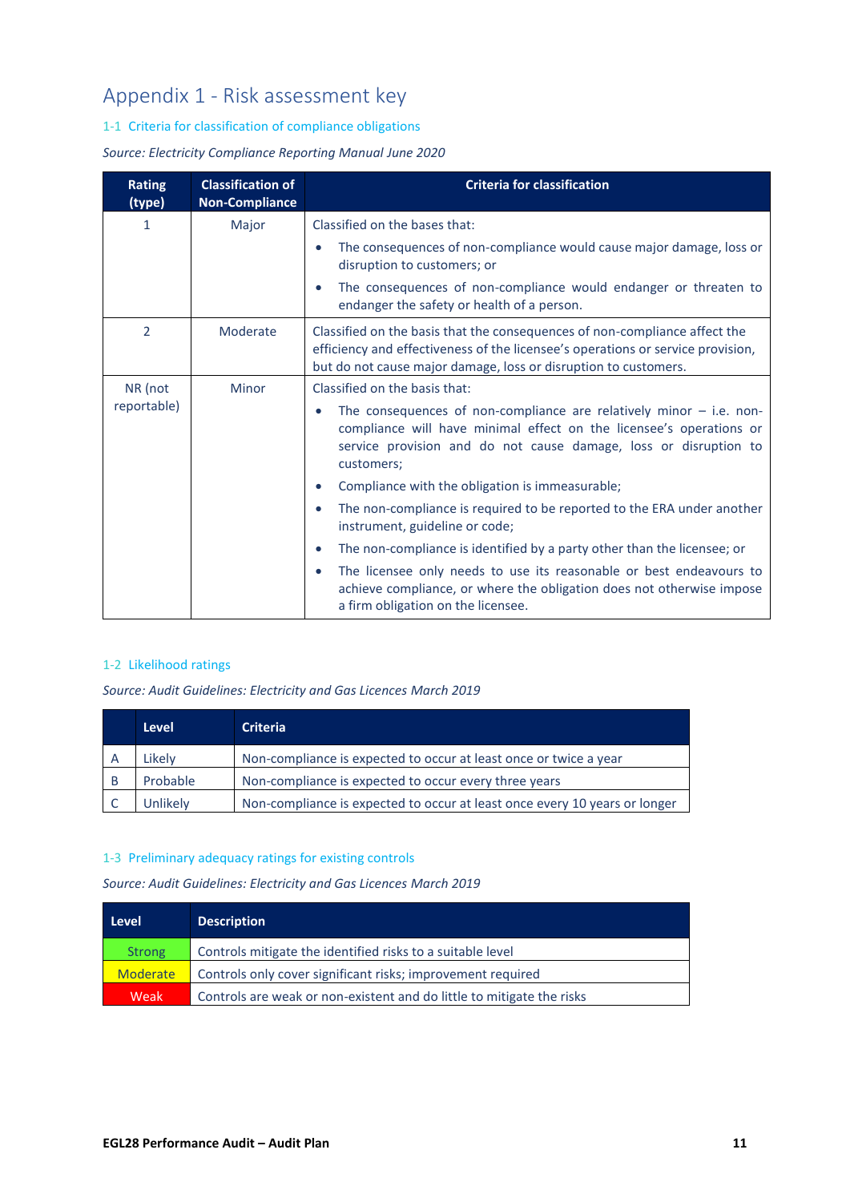# Appendix 1 - Risk assessment key

## 1-1 Criteria for classification of compliance obligations

*Source: Electricity Compliance Reporting Manual June 2020*

| Rating (type) | Classification of Non-Compliance | Criteria for classification |
|---|---|---|
| 1 | Major | Classified on the bases that:<br>• The consequences of non-compliance would cause major damage, loss or disruption to customers; or<br>• The consequences of non-compliance would endanger or threaten to endanger the safety or health of a person. |
| 2 | Moderate | Classified on the basis that the consequences of non-compliance affect the efficiency and effectiveness of the licensee's operations or service provision, but do not cause major damage, loss or disruption to customers. |
| NR (not reportable) | Minor | Classified on the basis that:<br>• The consequences of non-compliance are relatively minor – i.e. non-compliance will have minimal effect on the licensee's operations or service provision and do not cause damage, loss or disruption to customers;<br>• Compliance with the obligation is immeasurable;<br>• The non-compliance is required to be reported to the ERA under another instrument, guideline or code;<br>• The non-compliance is identified by a party other than the licensee; or<br>• The licensee only needs to use its reasonable or best endeavours to achieve compliance, or where the obligation does not otherwise impose a firm obligation on the licensee. |

## 1-2 Likelihood ratings

*Source: Audit Guidelines: Electricity and Gas Licences March 2019*

| | Level | Criteria |
|---|---|---|
| A | Likely | Non-compliance is expected to occur at least once or twice a year |
| B | Probable | Non-compliance is expected to occur every three years |
| C | Unlikely | Non-compliance is expected to occur at least once every 10 years or longer |

## 1-3 Preliminary adequacy ratings for existing controls

*Source: Audit Guidelines: Electricity and Gas Licences March 2019*

| Level | Description |
|---|---|
| Strong | Controls mitigate the identified risks to a suitable level |
| Moderate | Controls only cover significant risks; improvement required |
| Weak | Controls are weak or non-existent and do little to mitigate the risks |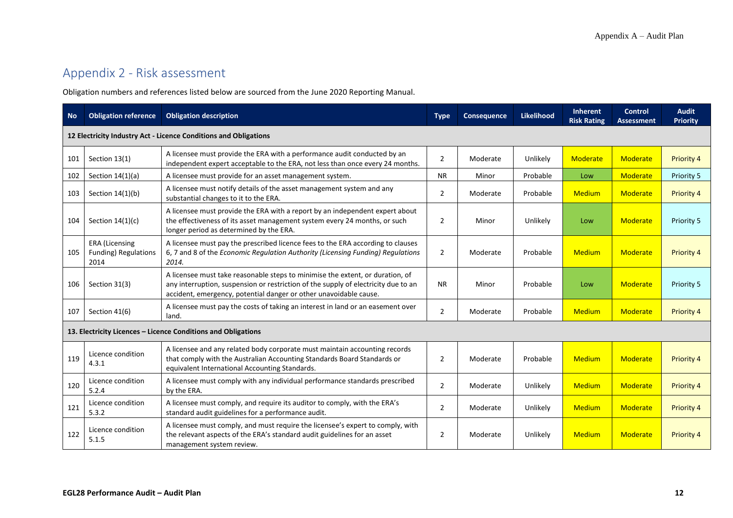## Appendix 2 - Risk assessment

Obligation numbers and references listed below are sourced from the June 2020 Reporting Manual.

| No | Obligation reference | Obligation description | Type | Consequence | Likelihood | Inherent Risk Rating | Control Assessment | Audit Priority |
|---|---|---|---|---|---|---|---|---|
| **12 Electricity Industry Act - Licence Conditions and Obligations** | | | | | | | | |
| 101 | Section 13(1) | A licensee must provide the ERA with a performance audit conducted by an independent expert acceptable to the ERA, not less than once every 24 months. | 2 | Moderate | Unlikely | Moderate | Moderate | Priority 4 |
| 102 | Section 14(1)(a) | A licensee must provide for an asset management system. | NR | Minor | Probable | Low | Moderate | Priority 5 |
| 103 | Section 14(1)(b) | A licensee must notify details of the asset management system and any substantial changes to it to the ERA. | 2 | Moderate | Probable | Medium | Moderate | Priority 4 |
| 104 | Section 14(1)(c) | A licensee must provide the ERA with a report by an independent expert about the effectiveness of its asset management system every 24 months, or such longer period as determined by the ERA. | 2 | Minor | Unlikely | Low | Moderate | Priority 5 |
| 105 | ERA (Licensing Funding) Regulations 2014 | A licensee must pay the prescribed licence fees to the ERA according to clauses 6, 7 and 8 of the *Economic Regulation Authority (Licensing Funding) Regulations 2014.* | 2 | Moderate | Probable | Medium | Moderate | Priority 4 |
| 106 | Section 31(3) | A licensee must take reasonable steps to minimise the extent, or duration, of any interruption, suspension or restriction of the supply of electricity due to an accident, emergency, potential danger or other unavoidable cause. | NR | Minor | Probable | Low | Moderate | Priority 5 |
| 107 | Section 41(6) | A licensee must pay the costs of taking an interest in land or an easement over land. | 2 | Moderate | Probable | Medium | Moderate | Priority 4 |
| **13. Electricity Licences – Licence Conditions and Obligations** | | | | | | | | |
| 119 | Licence condition 4.3.1 | A licensee and any related body corporate must maintain accounting records that comply with the Australian Accounting Standards Board Standards or equivalent International Accounting Standards. | 2 | Moderate | Probable | Medium | Moderate | Priority 4 |
| 120 | Licence condition 5.2.4 | A licensee must comply with any individual performance standards prescribed by the ERA. | 2 | Moderate | Unlikely | Medium | Moderate | Priority 4 |
| 121 | Licence condition 5.3.2 | A licensee must comply, and require its auditor to comply, with the ERA's standard audit guidelines for a performance audit. | 2 | Moderate | Unlikely | Medium | Moderate | Priority 4 |
| 122 | Licence condition 5.1.5 | A licensee must comply, and must require the licensee's expert to comply, with the relevant aspects of the ERA's standard audit guidelines for an asset management system review. | 2 | Moderate | Unlikely | Medium | Moderate | Priority 4 |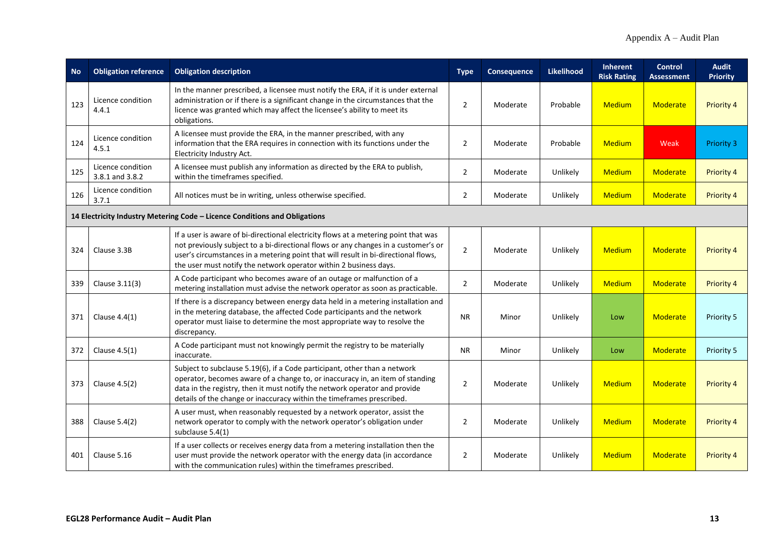| No | Obligation reference | Obligation description | Type | Consequence | Likelihood | Inherent Risk Rating | Control Assessment | Audit Priority |
|---|---|---|---|---|---|---|---|---|
| 123 | Licence condition 4.4.1 | In the manner prescribed, a licensee must notify the ERA, if it is under external administration or if there is a significant change in the circumstances that the licence was granted which may affect the licensee's ability to meet its obligations. | 2 | Moderate | Probable | Medium | Moderate | Priority 4 |
| 124 | Licence condition 4.5.1 | A licensee must provide the ERA, in the manner prescribed, with any information that the ERA requires in connection with its functions under the Electricity Industry Act. | 2 | Moderate | Probable | Medium | Weak | Priority 3 |
| 125 | Licence condition 3.8.1 and 3.8.2 | A licensee must publish any information as directed by the ERA to publish, within the timeframes specified. | 2 | Moderate | Unlikely | Medium | Moderate | Priority 4 |
| 126 | Licence condition 3.7.1 | All notices must be in writing, unless otherwise specified. | 2 | Moderate | Unlikely | Medium | Moderate | Priority 4 |
| **14 Electricity Industry Metering Code – Licence Conditions and Obligations** | | | | | | | | |
| 324 | Clause 3.3B | If a user is aware of bi-directional electricity flows at a metering point that was not previously subject to a bi-directional flows or any changes in a customer's or user's circumstances in a metering point that will result in bi-directional flows, the user must notify the network operator within 2 business days. | 2 | Moderate | Unlikely | Medium | Moderate | Priority 4 |
| 339 | Clause 3.11(3) | A Code participant who becomes aware of an outage or malfunction of a metering installation must advise the network operator as soon as practicable. | 2 | Moderate | Unlikely | Medium | Moderate | Priority 4 |
| 371 | Clause 4.4(1) | If there is a discrepancy between energy data held in a metering installation and in the metering database, the affected Code participants and the network operator must liaise to determine the most appropriate way to resolve the discrepancy. | NR | Minor | Unlikely | Low | Moderate | Priority 5 |
| 372 | Clause 4.5(1) | A Code participant must not knowingly permit the registry to be materially inaccurate. | NR | Minor | Unlikely | Low | Moderate | Priority 5 |
| 373 | Clause 4.5(2) | Subject to subclause 5.19(6), if a Code participant, other than a network operator, becomes aware of a change to, or inaccuracy in, an item of standing data in the registry, then it must notify the network operator and provide details of the change or inaccuracy within the timeframes prescribed. | 2 | Moderate | Unlikely | Medium | Moderate | Priority 4 |
| 388 | Clause 5.4(2) | A user must, when reasonably requested by a network operator, assist the network operator to comply with the network operator's obligation under subclause 5.4(1) | 2 | Moderate | Unlikely | Medium | Moderate | Priority 4 |
| 401 | Clause 5.16 | If a user collects or receives energy data from a metering installation then the user must provide the network operator with the energy data (in accordance with the communication rules) within the timeframes prescribed. | 2 | Moderate | Unlikely | Medium | Moderate | Priority 4 |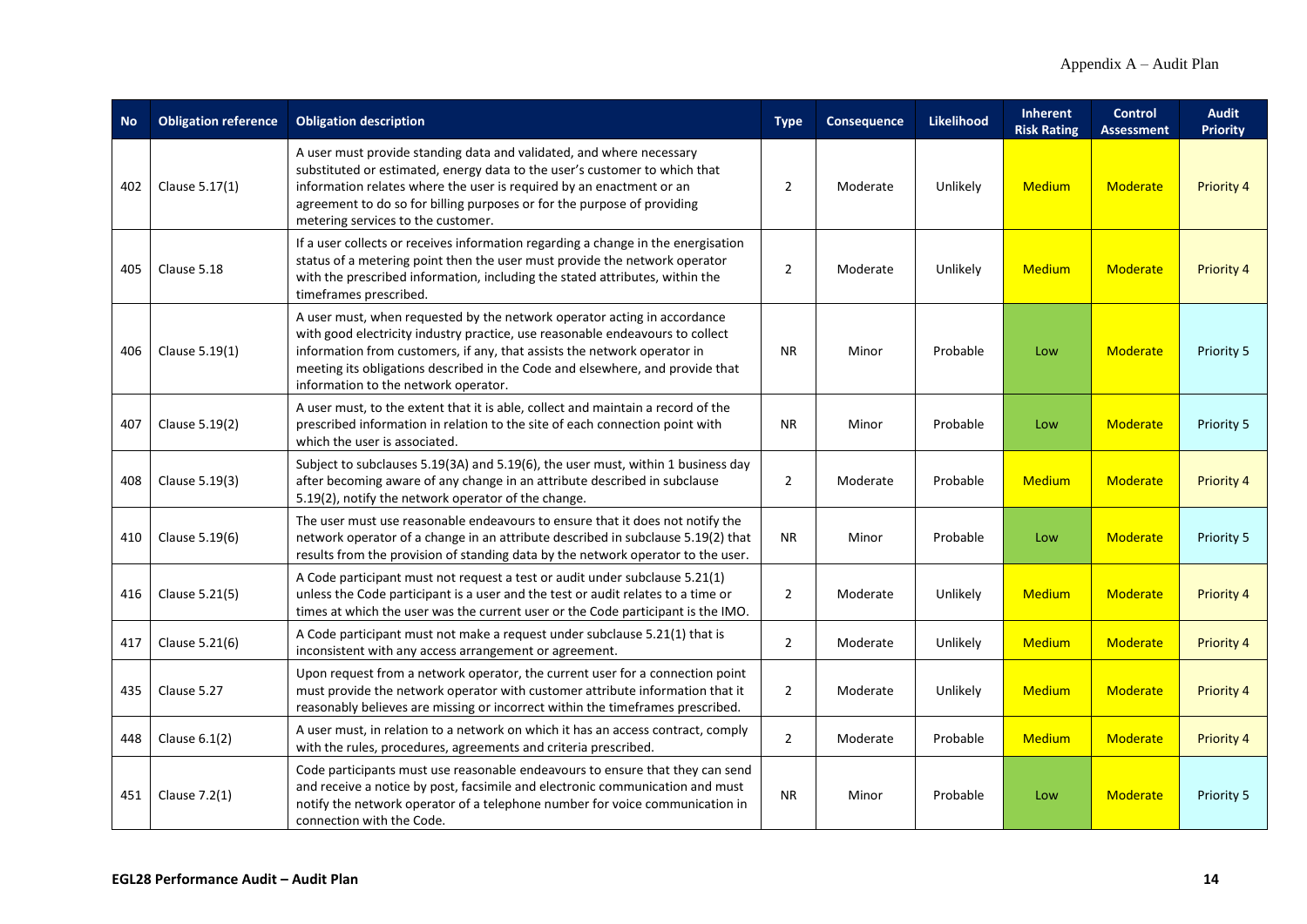| No | Obligation reference | Obligation description | Type | Consequence | Likelihood | Inherent Risk Rating | Control Assessment | Audit Priority |
|---|---|---|---|---|---|---|---|---|
| 402 | Clause 5.17(1) | A user must provide standing data and validated, and where necessary substituted or estimated, energy data to the user's customer to which that information relates where the user is required by an enactment or an agreement to do so for billing purposes or for the purpose of providing metering services to the customer. | 2 | Moderate | Unlikely | Medium | Moderate | Priority 4 |
| 405 | Clause 5.18 | If a user collects or receives information regarding a change in the energisation status of a metering point then the user must provide the network operator with the prescribed information, including the stated attributes, within the timeframes prescribed. | 2 | Moderate | Unlikely | Medium | Moderate | Priority 4 |
| 406 | Clause 5.19(1) | A user must, when requested by the network operator acting in accordance with good electricity industry practice, use reasonable endeavours to collect information from customers, if any, that assists the network operator in meeting its obligations described in the Code and elsewhere, and provide that information to the network operator. | NR | Minor | Probable | Low | Moderate | Priority 5 |
| 407 | Clause 5.19(2) | A user must, to the extent that it is able, collect and maintain a record of the prescribed information in relation to the site of each connection point with which the user is associated. | NR | Minor | Probable | Low | Moderate | Priority 5 |
| 408 | Clause 5.19(3) | Subject to subclauses 5.19(3A) and 5.19(6), the user must, within 1 business day after becoming aware of any change in an attribute described in subclause 5.19(2), notify the network operator of the change. | 2 | Moderate | Probable | Medium | Moderate | Priority 4 |
| 410 | Clause 5.19(6) | The user must use reasonable endeavours to ensure that it does not notify the network operator of a change in an attribute described in subclause 5.19(2) that results from the provision of standing data by the network operator to the user. | NR | Minor | Probable | Low | Moderate | Priority 5 |
| 416 | Clause 5.21(5) | A Code participant must not request a test or audit under subclause 5.21(1) unless the Code participant is a user and the test or audit relates to a time or times at which the user was the current user or the Code participant is the IMO. | 2 | Moderate | Unlikely | Medium | Moderate | Priority 4 |
| 417 | Clause 5.21(6) | A Code participant must not make a request under subclause 5.21(1) that is inconsistent with any access arrangement or agreement. | 2 | Moderate | Unlikely | Medium | Moderate | Priority 4 |
| 435 | Clause 5.27 | Upon request from a network operator, the current user for a connection point must provide the network operator with customer attribute information that it reasonably believes are missing or incorrect within the timeframes prescribed. | 2 | Moderate | Unlikely | Medium | Moderate | Priority 4 |
| 448 | Clause 6.1(2) | A user must, in relation to a network on which it has an access contract, comply with the rules, procedures, agreements and criteria prescribed. | 2 | Moderate | Probable | Medium | Moderate | Priority 4 |
| 451 | Clause 7.2(1) | Code participants must use reasonable endeavours to ensure that they can send and receive a notice by post, facsimile and electronic communication and must notify the network operator of a telephone number for voice communication in connection with the Code. | NR | Minor | Probable | Low | Moderate | Priority 5 |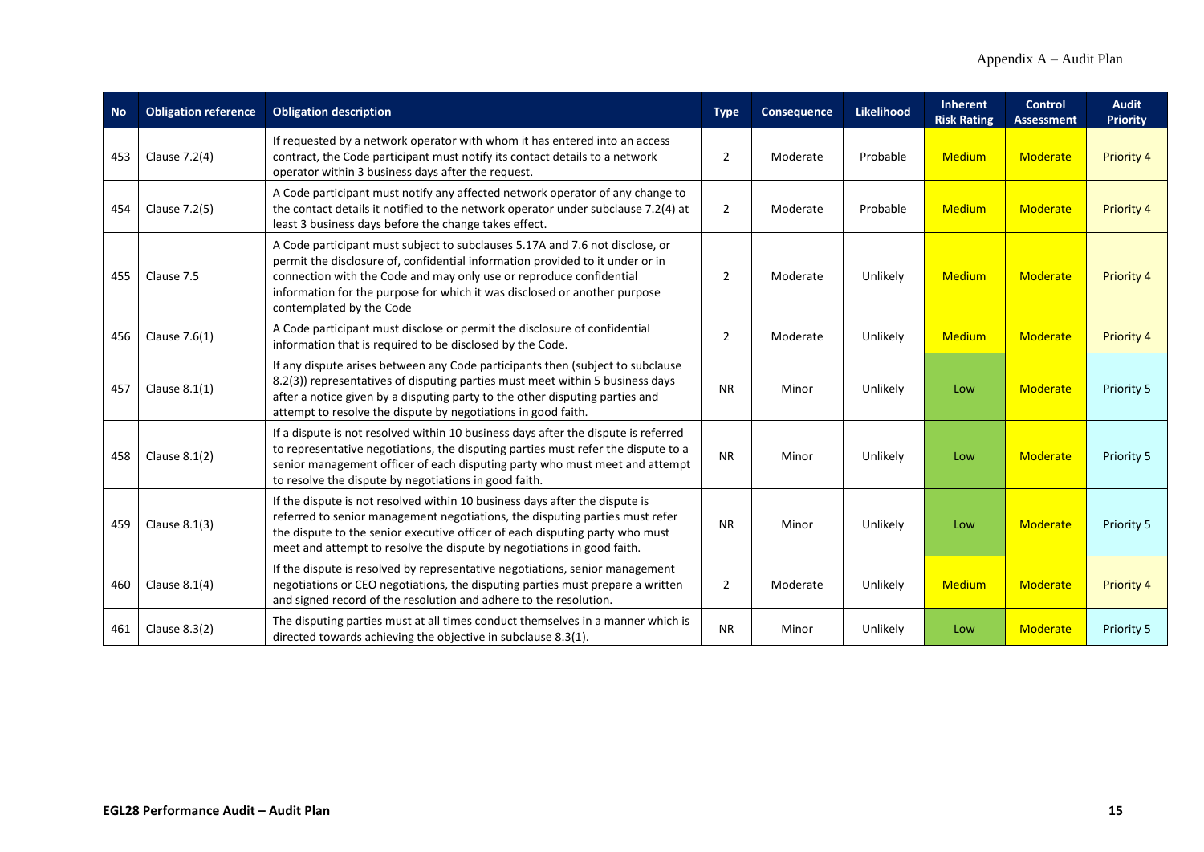| No | Obligation reference | Obligation description | Type | Consequence | Likelihood | Inherent Risk Rating | Control Assessment | Audit Priority |
|---|---|---|---|---|---|---|---|---|
| 453 | Clause 7.2(4) | If requested by a network operator with whom it has entered into an access contract, the Code participant must notify its contact details to a network operator within 3 business days after the request. | 2 | Moderate | Probable | Medium | Moderate | Priority 4 |
| 454 | Clause 7.2(5) | A Code participant must notify any affected network operator of any change to the contact details it notified to the network operator under subclause 7.2(4) at least 3 business days before the change takes effect. | 2 | Moderate | Probable | Medium | Moderate | Priority 4 |
| 455 | Clause 7.5 | A Code participant must subject to subclauses 5.17A and 7.6 not disclose, or permit the disclosure of, confidential information provided to it under or in connection with the Code and may only use or reproduce confidential information for the purpose for which it was disclosed or another purpose contemplated by the Code | 2 | Moderate | Unlikely | Medium | Moderate | Priority 4 |
| 456 | Clause 7.6(1) | A Code participant must disclose or permit the disclosure of confidential information that is required to be disclosed by the Code. | 2 | Moderate | Unlikely | Medium | Moderate | Priority 4 |
| 457 | Clause 8.1(1) | If any dispute arises between any Code participants then (subject to subclause 8.2(3)) representatives of disputing parties must meet within 5 business days after a notice given by a disputing party to the other disputing parties and attempt to resolve the dispute by negotiations in good faith. | NR | Minor | Unlikely | Low | Moderate | Priority 5 |
| 458 | Clause 8.1(2) | If a dispute is not resolved within 10 business days after the dispute is referred to representative negotiations, the disputing parties must refer the dispute to a senior management officer of each disputing party who must meet and attempt to resolve the dispute by negotiations in good faith. | NR | Minor | Unlikely | Low | Moderate | Priority 5 |
| 459 | Clause 8.1(3) | If the dispute is not resolved within 10 business days after the dispute is referred to senior management negotiations, the disputing parties must refer the dispute to the senior executive officer of each disputing party who must meet and attempt to resolve the dispute by negotiations in good faith. | NR | Minor | Unlikely | Low | Moderate | Priority 5 |
| 460 | Clause 8.1(4) | If the dispute is resolved by representative negotiations, senior management negotiations or CEO negotiations, the disputing parties must prepare a written and signed record of the resolution and adhere to the resolution. | 2 | Moderate | Unlikely | Medium | Moderate | Priority 4 |
| 461 | Clause 8.3(2) | The disputing parties must at all times conduct themselves in a manner which is directed towards achieving the objective in subclause 8.3(1). | NR | Minor | Unlikely | Low | Moderate | Priority 5 |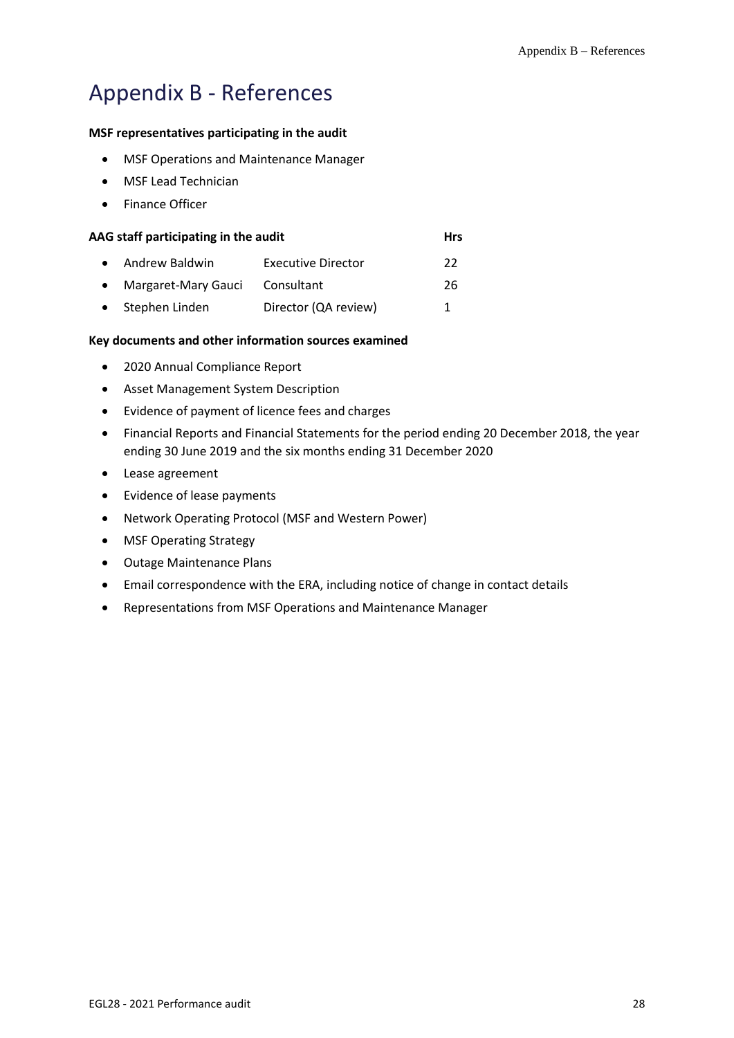# Appendix B - References

**MSF representatives participating in the audit**

- MSF Operations and Maintenance Manager
- MSF Lead Technician
- Finance Officer

**AAG staff participating in the audit**

| AAG staff participating in the audit | | Hrs |
|---|---|---|
| Andrew Baldwin | Executive Director | 22 |
| Margaret-Mary Gauci | Consultant | 26 |
| Stephen Linden | Director (QA review) | 1 |

**Key documents and other information sources examined**

- 2020 Annual Compliance Report
- Asset Management System Description
- Evidence of payment of licence fees and charges
- Financial Reports and Financial Statements for the period ending 20 December 2018, the year ending 30 June 2019 and the six months ending 31 December 2020
- Lease agreement
- Evidence of lease payments
- Network Operating Protocol (MSF and Western Power)
- MSF Operating Strategy
- Outage Maintenance Plans
- Email correspondence with the ERA, including notice of change in contact details
- Representations from MSF Operations and Maintenance Manager